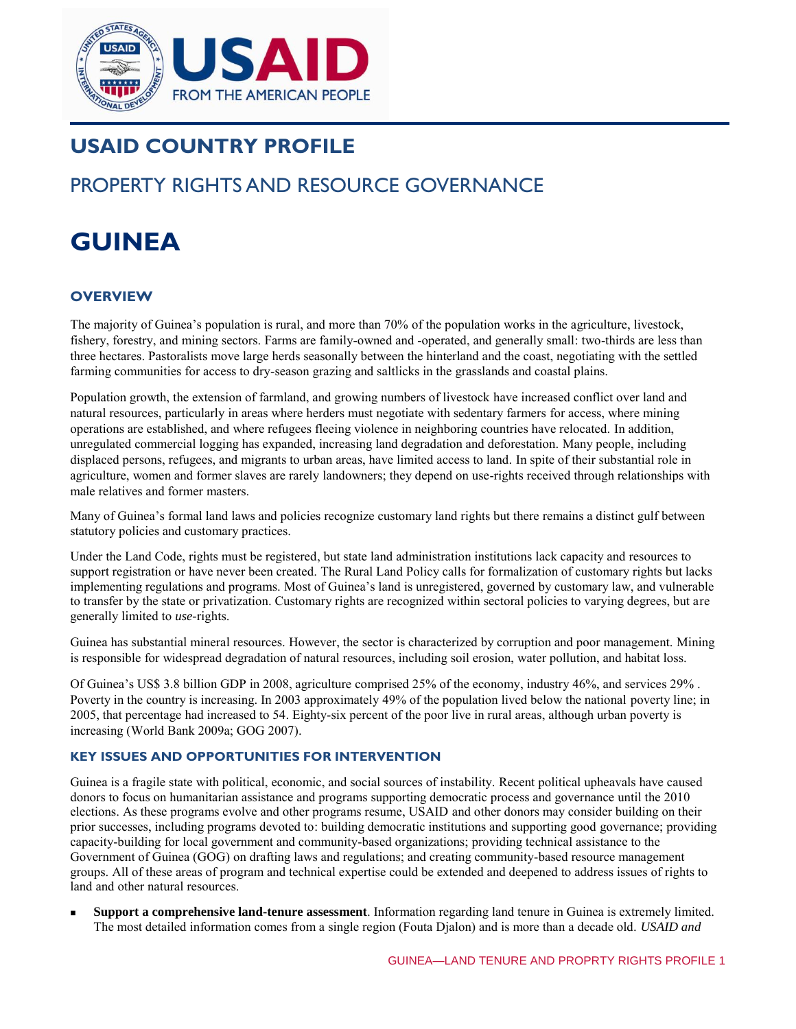# USAID COUNTRY PROFILE

## PROPERTY RIGHTS AND RESOURCE GOVERNANCE

# GUINEA

### OVERVIEW

The majority of Guinea's population is rural, and more than 70% of the population works in the agriculture, livestock, fishery, forestry, and mining sectors. Farms are family-owned and -operated, and generally small: two-thirds are less than three hectares. Pastoralists move large herds seasonally between the hinterland and the coast, negotiating with the settled farming communities for access to dry-season grazing and saltlicks in the grasslands and coastal plains.

Population growth, the extension of farmland, and growing numbers of livestock have increased conflict over land and natural resources, particularly in areas where herders must negotiate with sedentary farmers for access, where mining operations are established, and where refugees fleeing violence in neighboring countries have relocated. In addition, unregulated commercial logging has expanded, increasing land degradation and deforestation. Many people, including displaced persons, refugees, and migrants to urban areas, have limited access to land. In spite of their substantial role in agriculture, women and former slaves are rarely landowners; they depend on use-rights received through relationships with male relatives and former masters.

Many of Guinea's formal land laws and policies recognize customary land rights but there remains a distinct gulf between statutory policies and customary practices.

Under the Land Code, rights must be registered, but state land administration institutions lack capacity and resources to support registration or have never been created. The Rural Land Policy calls for formalization of customary rights but lacks implementing regulations and programs. Most of Guinea's land is unregistered, governed by customary law, and vulnerable to transfer by the state or privatization. Customary rights are recognized within sectoral policies to varying degrees, but are generally limited to *use*-rights.

Guinea has substantial mineral resources. However, the sector is characterized by corruption and poor management. Mining is responsible for widespread degradation of natural resources, including soil erosion, water pollution, and habitat loss.

Of Guinea's US$ 3.8 billion GDP in 2008, agriculture comprised 25% of the economy, industry 46%, and services 29% . Poverty in the country is increasing. In 2003 approximately 49% of the population lived below the national poverty line; in 2005, that percentage had increased to 54. Eighty-six percent of the poor live in rural areas, although urban poverty is increasing (World Bank 2009a; GOG 2007).

### KEY ISSUES AND OPPORTUNITIES FOR INTERVENTION

Guinea is a fragile state with political, economic, and social sources of instability. Recent political upheavals have caused donors to focus on humanitarian assistance and programs supporting democratic process and governance until the 2010 elections. As these programs evolve and other programs resume, USAID and other donors may consider building on their prior successes, including programs devoted to: building democratic institutions and supporting good governance; providing capacity-building for local government and community-based organizations; providing technical assistance to the Government of Guinea (GOG) on drafting laws and regulations; and creating community-based resource management groups. All of these areas of program and technical expertise could be extended and deepened to address issues of rights to land and other natural resources.

- **Support a comprehensive land-tenure assessment**. Information regarding land tenure in Guinea is extremely limited. The most detailed information comes from a single region (Fouta Djalon) and is more than a decade old. *USAID and*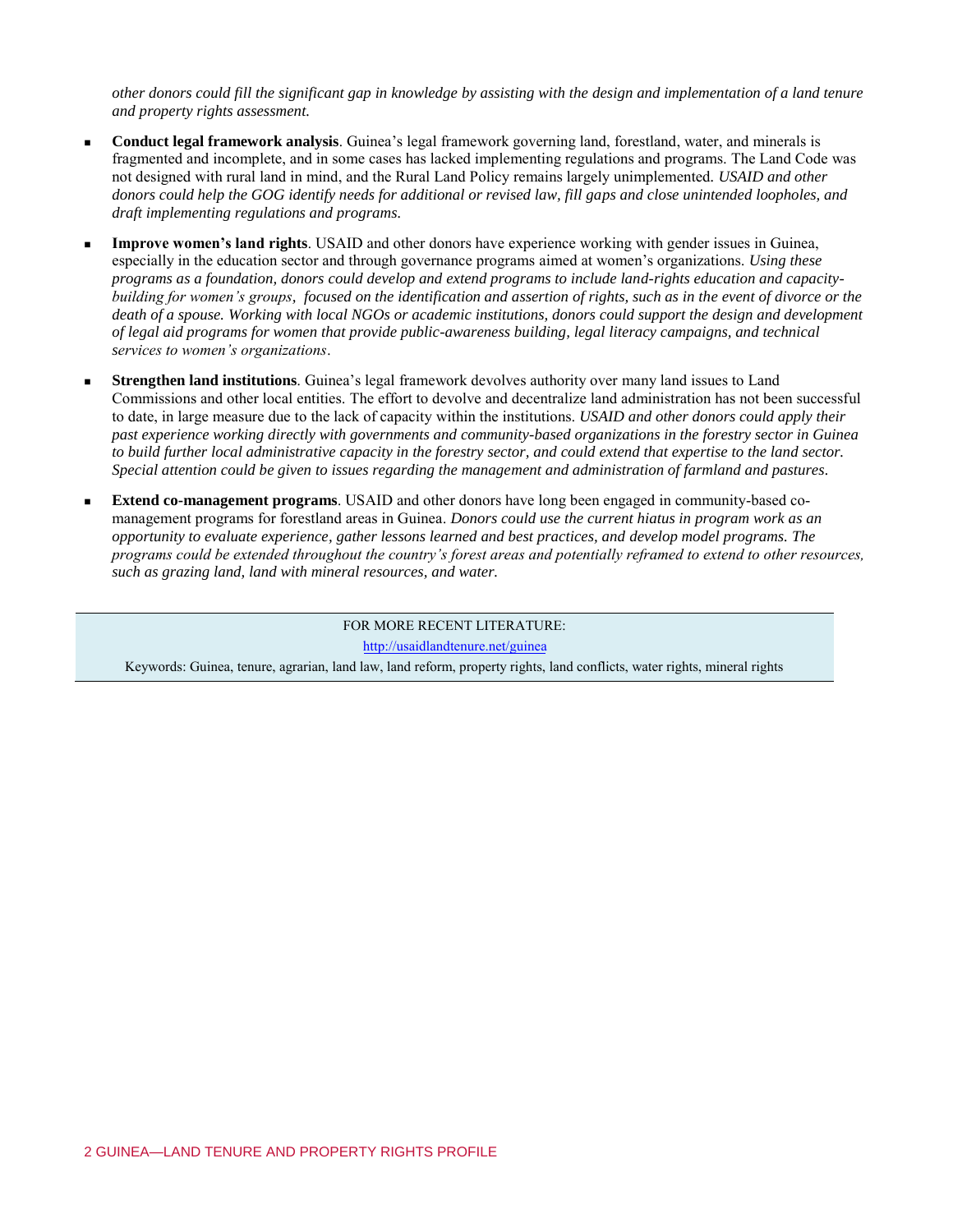*other donors could fill the significant gap in knowledge by assisting with the design and implementation of a land tenure and property rights assessment.*

- **Conduct legal framework analysis**. Guinea's legal framework governing land, forestland, water, and minerals is fragmented and incomplete, and in some cases has lacked implementing regulations and programs. The Land Code was not designed with rural land in mind, and the Rural Land Policy remains largely unimplemented. *USAID and other donors could help the GOG identify needs for additional or revised law, fill gaps and close unintended loopholes, and draft implementing regulations and programs.*

- **Improve women's land rights**. USAID and other donors have experience working with gender issues in Guinea, especially in the education sector and through governance programs aimed at women's organizations. *Using these programs as a foundation, donors could develop and extend programs to include land-rights education and capacity-building for women's groups, focused on the identification and assertion of rights, such as in the event of divorce or the death of a spouse. Working with local NGOs or academic institutions, donors could support the design and development of legal aid programs for women that provide public-awareness building, legal literacy campaigns, and technical services to women's organizations.*

- **Strengthen land institutions**. Guinea's legal framework devolves authority over many land issues to Land Commissions and other local entities. The effort to devolve and decentralize land administration has not been successful to date, in large measure due to the lack of capacity within the institutions. *USAID and other donors could apply their past experience working directly with governments and community-based organizations in the forestry sector in Guinea to build further local administrative capacity in the forestry sector, and could extend that expertise to the land sector. Special attention could be given to issues regarding the management and administration of farmland and pastures.*

- **Extend co-management programs**. USAID and other donors have long been engaged in community-based co-management programs for forestland areas in Guinea. *Donors could use the current hiatus in program work as an opportunity to evaluate experience, gather lessons learned and best practices, and develop model programs. The programs could be extended throughout the country's forest areas and potentially reframed to extend to other resources, such as grazing land, land with mineral resources, and water.*

FOR MORE RECENT LITERATURE:

http://usaidlandtenure.net/guinea

Keywords: Guinea, tenure, agrarian, land law, land reform, property rights, land conflicts, water rights, mineral rights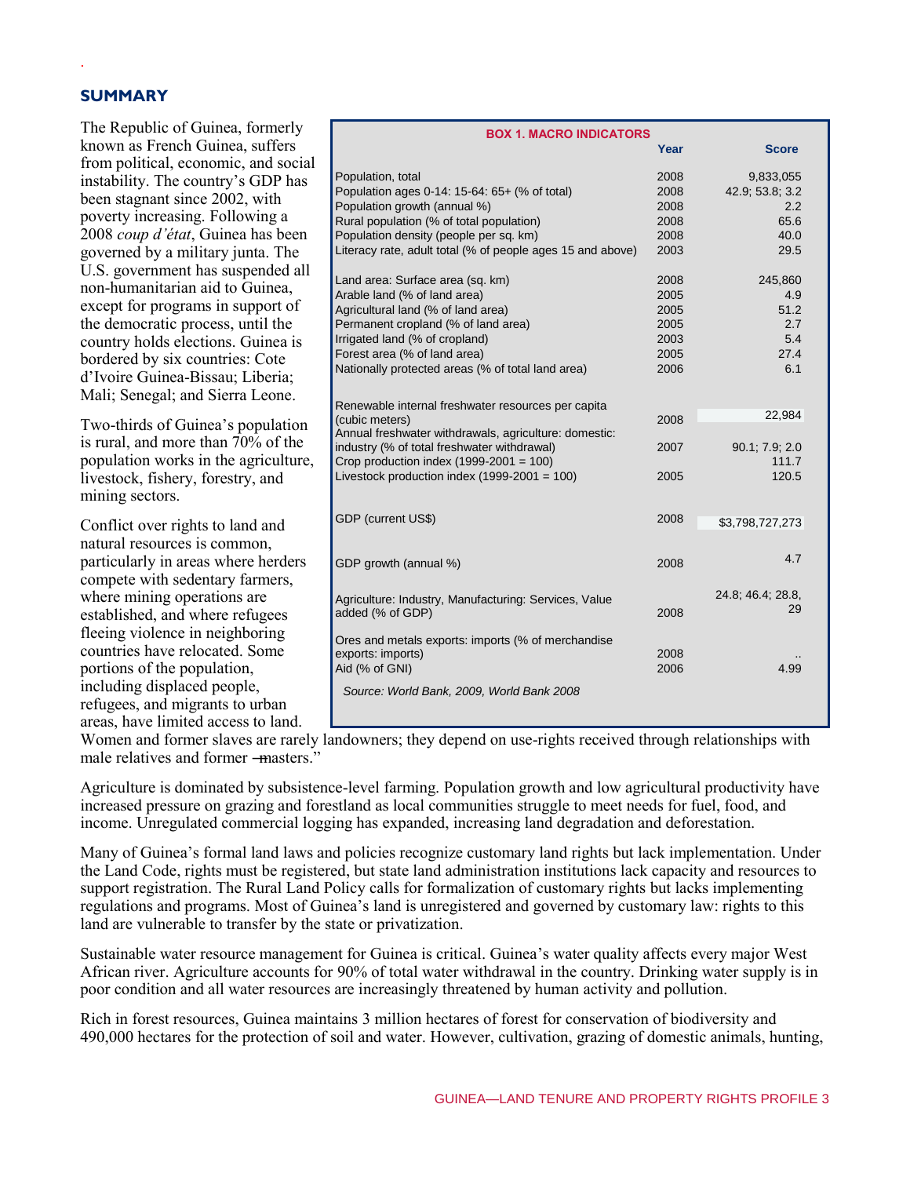## SUMMARY

The Republic of Guinea, formerly known as French Guinea, suffers from political, economic, and social instability. The country's GDP has been stagnant since 2002, with poverty increasing. Following a 2008 *coup d'état*, Guinea has been governed by a military junta. The U.S. government has suspended all non-humanitarian aid to Guinea, except for programs in support of the democratic process, until the country holds elections. Guinea is bordered by six countries: Cote d'Ivoire Guinea-Bissau; Liberia; Mali; Senegal; and Sierra Leone.

Two-thirds of Guinea's population is rural, and more than 70% of the population works in the agriculture, livestock, fishery, forestry, and mining sectors.

Conflict over rights to land and natural resources is common, particularly in areas where herders compete with sedentary farmers, where mining operations are established, and where refugees fleeing violence in neighboring countries have relocated. Some portions of the population, including displaced people, refugees, and migrants to urban areas, have limited access to land. Women and former slaves are rarely landowners; they depend on use-rights received through relationships with male relatives and former ―masters."

**BOX 1. MACRO INDICATORS**

| | Year | Score |
|---|---|---|
| Population, total | 2008 | 9,833,055 |
| Population ages 0-14: 15-64: 65+ (% of total) | 2008 | 42.9; 53.8; 3.2 |
| Population growth (annual %) | 2008 | 2.2 |
| Rural population (% of total population) | 2008 | 65.6 |
| Population density (people per sq. km) | 2008 | 40.0 |
| Literacy rate, adult total (% of people ages 15 and above) | 2003 | 29.5 |
| Land area: Surface area (sq. km) | 2008 | 245,860 |
| Arable land (% of land area) | 2005 | 4.9 |
| Agricultural land (% of land area) | 2005 | 51.2 |
| Permanent cropland (% of land area) | 2005 | 2.7 |
| Irrigated land (% of cropland) | 2003 | 5.4 |
| Forest area (% of land area) | 2005 | 27.4 |
| Nationally protected areas (% of total land area) | 2006 | 6.1 |
| Renewable internal freshwater resources per capita (cubic meters) | 2008 | 22,984 |
| Annual freshwater withdrawals, agriculture: domestic: industry (% of total freshwater withdrawal) | 2007 | 90.1; 7.9; 2.0 |
| Crop production index (1999-2001 = 100) | | 111.7 |
| Livestock production index (1999-2001 = 100) | 2005 | 120.5 |
| GDP (current US$) | 2008 | $3,798,727,273 |
| GDP growth (annual %) | 2008 | 4.7 |
| Agriculture: Industry, Manufacturing: Services, Value added (% of GDP) | 2008 | 24.8; 46.4; 28.8, 29 |
| Ores and metals exports: imports (% of merchandise exports: imports) | 2008 | .. |
| Aid (% of GNI) | 2006 | 4.99 |

*Source: World Bank, 2009, World Bank 2008*

Agriculture is dominated by subsistence-level farming. Population growth and low agricultural productivity have increased pressure on grazing and forestland as local communities struggle to meet needs for fuel, food, and income. Unregulated commercial logging has expanded, increasing land degradation and deforestation.

Many of Guinea's formal land laws and policies recognize customary land rights but lack implementation. Under the Land Code, rights must be registered, but state land administration institutions lack capacity and resources to support registration. The Rural Land Policy calls for formalization of customary rights but lacks implementing regulations and programs. Most of Guinea's land is unregistered and governed by customary law: rights to this land are vulnerable to transfer by the state or privatization.

Sustainable water resource management for Guinea is critical. Guinea's water quality affects every major West African river. Agriculture accounts for 90% of total water withdrawal in the country. Drinking water supply is in poor condition and all water resources are increasingly threatened by human activity and pollution.

Rich in forest resources, Guinea maintains 3 million hectares of forest for conservation of biodiversity and 490,000 hectares for the protection of soil and water. However, cultivation, grazing of domestic animals, hunting,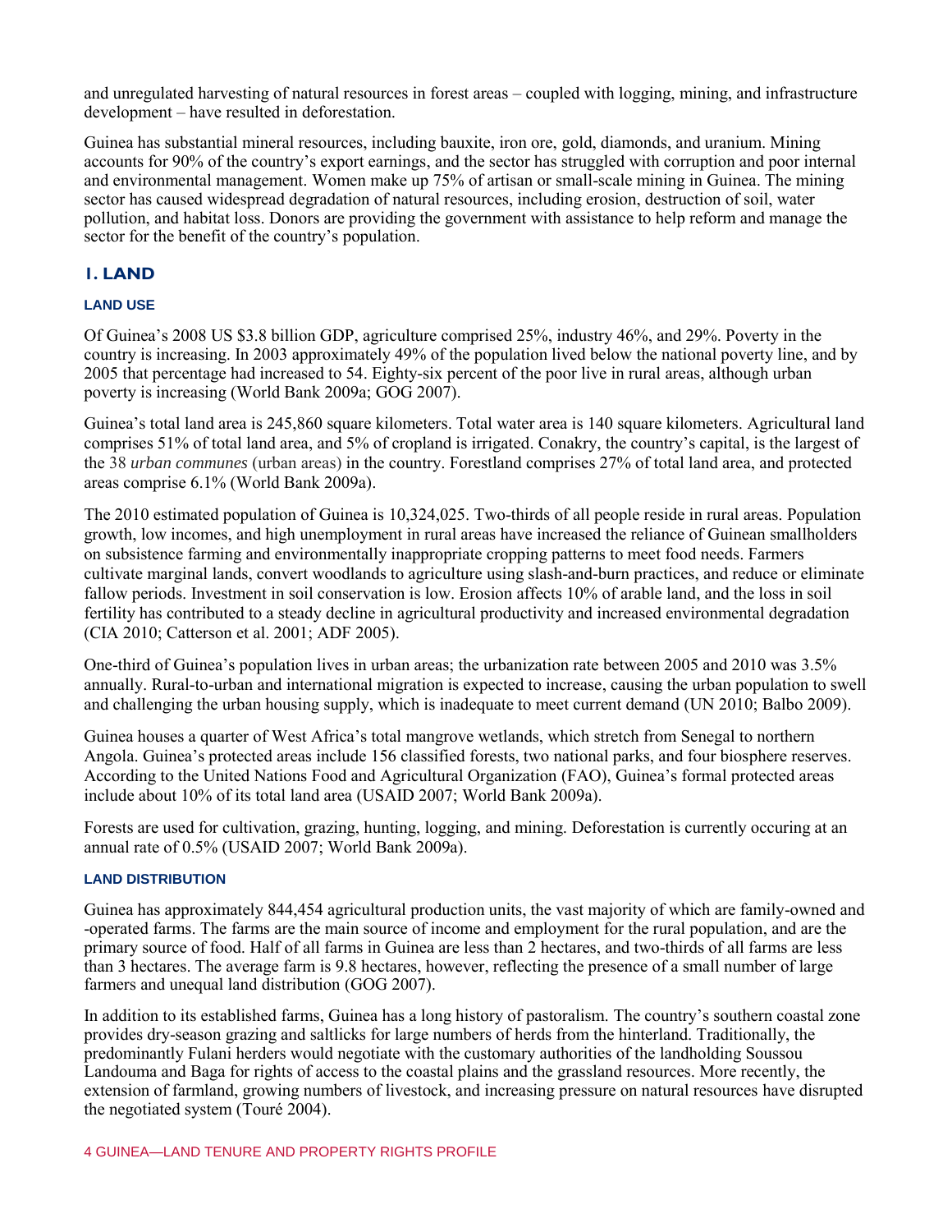and unregulated harvesting of natural resources in forest areas – coupled with logging, mining, and infrastructure development – have resulted in deforestation.

Guinea has substantial mineral resources, including bauxite, iron ore, gold, diamonds, and uranium. Mining accounts for 90% of the country's export earnings, and the sector has struggled with corruption and poor internal and environmental management. Women make up 75% of artisan or small-scale mining in Guinea. The mining sector has caused widespread degradation of natural resources, including erosion, destruction of soil, water pollution, and habitat loss. Donors are providing the government with assistance to help reform and manage the sector for the benefit of the country's population.

## 1. LAND

### LAND USE

Of Guinea's 2008 US $3.8 billion GDP, agriculture comprised 25%, industry 46%, and 29%. Poverty in the country is increasing. In 2003 approximately 49% of the population lived below the national poverty line, and by 2005 that percentage had increased to 54. Eighty-six percent of the poor live in rural areas, although urban poverty is increasing (World Bank 2009a; GOG 2007).

Guinea's total land area is 245,860 square kilometers. Total water area is 140 square kilometers. Agricultural land comprises 51% of total land area, and 5% of cropland is irrigated. Conakry, the country's capital, is the largest of the 38 *urban communes* (urban areas) in the country. Forestland comprises 27% of total land area, and protected areas comprise 6.1% (World Bank 2009a).

The 2010 estimated population of Guinea is 10,324,025. Two-thirds of all people reside in rural areas. Population growth, low incomes, and high unemployment in rural areas have increased the reliance of Guinean smallholders on subsistence farming and environmentally inappropriate cropping patterns to meet food needs. Farmers cultivate marginal lands, convert woodlands to agriculture using slash-and-burn practices, and reduce or eliminate fallow periods. Investment in soil conservation is low. Erosion affects 10% of arable land, and the loss in soil fertility has contributed to a steady decline in agricultural productivity and increased environmental degradation (CIA 2010; Catterson et al. 2001; ADF 2005).

One-third of Guinea's population lives in urban areas; the urbanization rate between 2005 and 2010 was 3.5% annually. Rural-to-urban and international migration is expected to increase, causing the urban population to swell and challenging the urban housing supply, which is inadequate to meet current demand (UN 2010; Balbo 2009).

Guinea houses a quarter of West Africa's total mangrove wetlands, which stretch from Senegal to northern Angola. Guinea's protected areas include 156 classified forests, two national parks, and four biosphere reserves. According to the United Nations Food and Agricultural Organization (FAO), Guinea's formal protected areas include about 10% of its total land area (USAID 2007; World Bank 2009a).

Forests are used for cultivation, grazing, hunting, logging, and mining. Deforestation is currently occuring at an annual rate of 0.5% (USAID 2007; World Bank 2009a).

### LAND DISTRIBUTION

Guinea has approximately 844,454 agricultural production units, the vast majority of which are family-owned and -operated farms. The farms are the main source of income and employment for the rural population, and are the primary source of food. Half of all farms in Guinea are less than 2 hectares, and two-thirds of all farms are less than 3 hectares. The average farm is 9.8 hectares, however, reflecting the presence of a small number of large farmers and unequal land distribution (GOG 2007).

In addition to its established farms, Guinea has a long history of pastoralism. The country's southern coastal zone provides dry-season grazing and saltlicks for large numbers of herds from the hinterland. Traditionally, the predominantly Fulani herders would negotiate with the customary authorities of the landholding Soussou Landouma and Baga for rights of access to the coastal plains and the grassland resources. More recently, the extension of farmland, growing numbers of livestock, and increasing pressure on natural resources have disrupted the negotiated system (Touré 2004).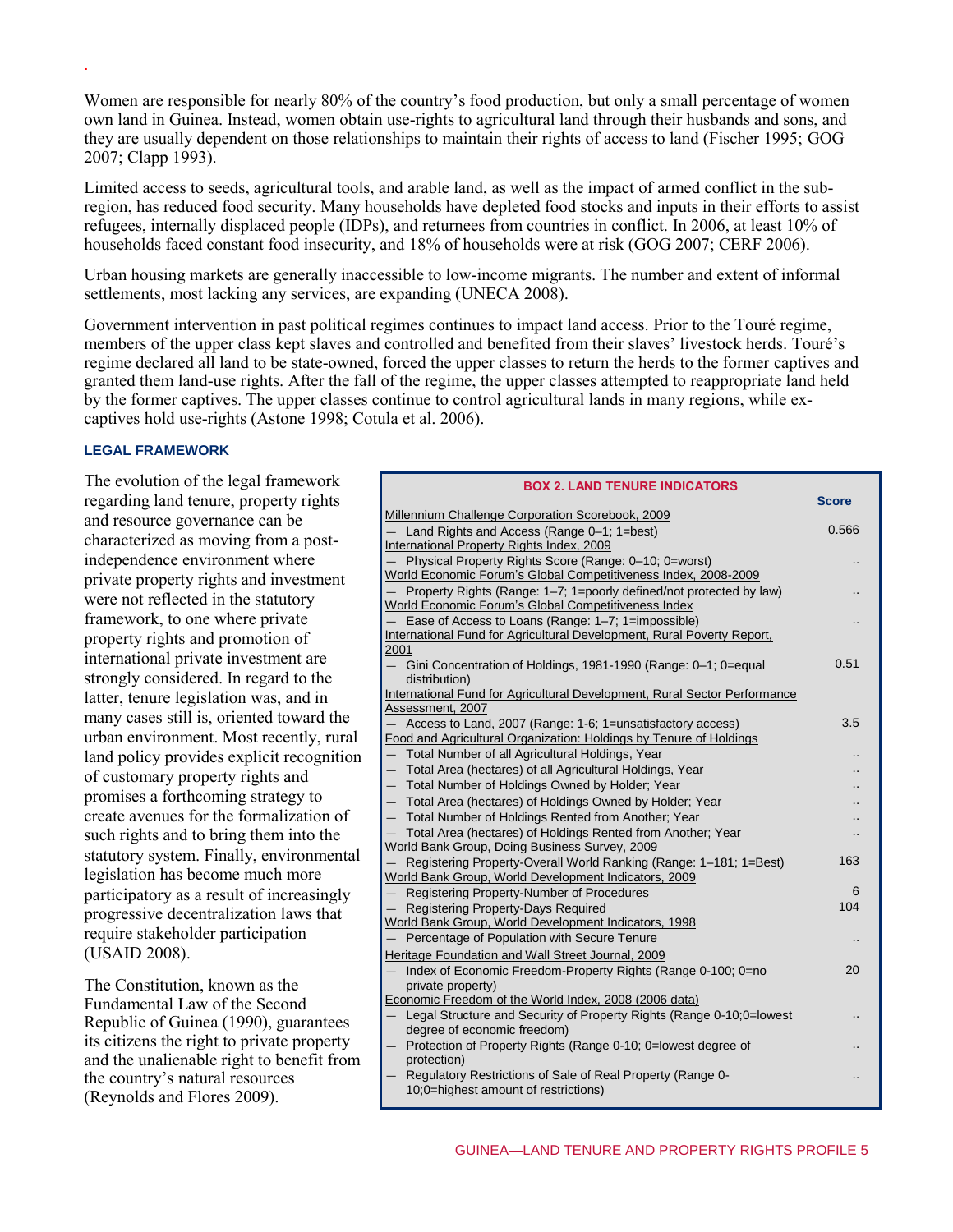Women are responsible for nearly 80% of the country's food production, but only a small percentage of women own land in Guinea. Instead, women obtain use-rights to agricultural land through their husbands and sons, and they are usually dependent on those relationships to maintain their rights of access to land (Fischer 1995; GOG 2007; Clapp 1993).

Limited access to seeds, agricultural tools, and arable land, as well as the impact of armed conflict in the sub-region, has reduced food security. Many households have depleted food stocks and inputs in their efforts to assist refugees, internally displaced people (IDPs), and returnees from countries in conflict. In 2006, at least 10% of households faced constant food insecurity, and 18% of households were at risk (GOG 2007; CERF 2006).

Urban housing markets are generally inaccessible to low-income migrants. The number and extent of informal settlements, most lacking any services, are expanding (UNECA 2008).

Government intervention in past political regimes continues to impact land access. Prior to the Touré regime, members of the upper class kept slaves and controlled and benefited from their slaves' livestock herds. Touré's regime declared all land to be state-owned, forced the upper classes to return the herds to the former captives and granted them land-use rights. After the fall of the regime, the upper classes attempted to reappropriate land held by the former captives. The upper classes continue to control agricultural lands in many regions, while ex-captives hold use-rights (Astone 1998; Cotula et al. 2006).

### LEGAL FRAMEWORK

The evolution of the legal framework regarding land tenure, property rights and resource governance can be characterized as moving from a post-independence environment where private property rights and investment were not reflected in the statutory framework, to one where private property rights and promotion of international private investment are strongly considered. In regard to the latter, tenure legislation was, and in many cases still is, oriented toward the urban environment. Most recently, rural land policy provides explicit recognition of customary property rights and promises a forthcoming strategy to create avenues for the formalization of such rights and to bring them into the statutory system. Finally, environmental legislation has become much more participatory as a result of increasingly progressive decentralization laws that require stakeholder participation (USAID 2008).

The Constitution, known as the Fundamental Law of the Second Republic of Guinea (1990), guarantees its citizens the right to private property and the unalienable right to benefit from the country's natural resources (Reynolds and Flores 2009).

**BOX 2. LAND TENURE INDICATORS**

| | Score |
|---|---|
| Millennium Challenge Corporation Scorebook, 2009 | |
| — Land Rights and Access (Range 0–1; 1=best) | 0.566 |
| International Property Rights Index, 2009 | |
| — Physical Property Rights Score (Range: 0–10; 0=worst) | .. |
| World Economic Forum's Global Competitiveness Index, 2008-2009 | |
| — Property Rights (Range: 1–7; 1=poorly defined/not protected by law) | .. |
| World Economic Forum's Global Competitiveness Index | |
| — Ease of Access to Loans (Range: 1–7; 1=impossible) | .. |
| International Fund for Agricultural Development, Rural Poverty Report, 2001 | |
| — Gini Concentration of Holdings, 1981-1990 (Range: 0–1; 0=equal distribution) | 0.51 |
| International Fund for Agricultural Development, Rural Sector Performance Assessment, 2007 | |
| — Access to Land, 2007 (Range: 1-6; 1=unsatisfactory access) | 3.5 |
| Food and Agricultural Organization: Holdings by Tenure of Holdings | |
| — Total Number of all Agricultural Holdings, Year | .. |
| — Total Area (hectares) of all Agricultural Holdings, Year | .. |
| — Total Number of Holdings Owned by Holder; Year | .. |
| — Total Area (hectares) of Holdings Owned by Holder; Year | .. |
| — Total Number of Holdings Rented from Another; Year | .. |
| — Total Area (hectares) of Holdings Rented from Another; Year | .. |
| World Bank Group, Doing Business Survey, 2009 | |
| — Registering Property-Overall World Ranking (Range: 1–181; 1=Best) | 163 |
| World Bank Group, World Development Indicators, 2009 | |
| — Registering Property-Number of Procedures | 6 |
| — Registering Property-Days Required | 104 |
| World Bank Group, World Development Indicators, 1998 | |
| — Percentage of Population with Secure Tenure | .. |
| Heritage Foundation and Wall Street Journal, 2009 | |
| — Index of Economic Freedom-Property Rights (Range 0-100; 0=no private property) | 20 |
| Economic Freedom of the World Index, 2008 (2006 data) | |
| — Legal Structure and Security of Property Rights (Range 0-10;0=lowest degree of economic freedom) | .. |
| — Protection of Property Rights (Range 0-10; 0=lowest degree of protection) | .. |
| — Regulatory Restrictions of Sale of Real Property (Range 0-10;0=highest amount of restrictions) | .. |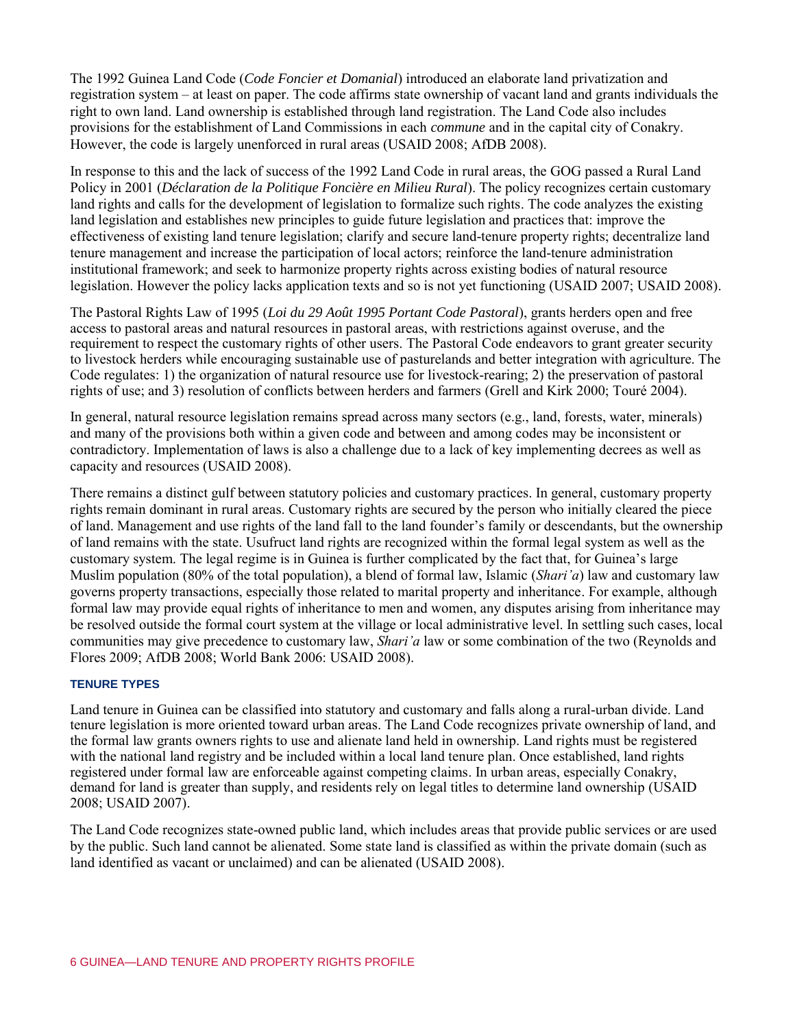The 1992 Guinea Land Code (*Code Foncier et Domanial*) introduced an elaborate land privatization and registration system – at least on paper. The code affirms state ownership of vacant land and grants individuals the right to own land. Land ownership is established through land registration. The Land Code also includes provisions for the establishment of Land Commissions in each *commune* and in the capital city of Conakry. However, the code is largely unenforced in rural areas (USAID 2008; AfDB 2008).

In response to this and the lack of success of the 1992 Land Code in rural areas, the GOG passed a Rural Land Policy in 2001 (*Déclaration de la Politique Foncière en Milieu Rural*). The policy recognizes certain customary land rights and calls for the development of legislation to formalize such rights. The code analyzes the existing land legislation and establishes new principles to guide future legislation and practices that: improve the effectiveness of existing land tenure legislation; clarify and secure land-tenure property rights; decentralize land tenure management and increase the participation of local actors; reinforce the land-tenure administration institutional framework; and seek to harmonize property rights across existing bodies of natural resource legislation. However the policy lacks application texts and so is not yet functioning (USAID 2007; USAID 2008).

The Pastoral Rights Law of 1995 (*Loi du 29 Août 1995 Portant Code Pastoral*), grants herders open and free access to pastoral areas and natural resources in pastoral areas, with restrictions against overuse, and the requirement to respect the customary rights of other users. The Pastoral Code endeavors to grant greater security to livestock herders while encouraging sustainable use of pasturelands and better integration with agriculture. The Code regulates: 1) the organization of natural resource use for livestock-rearing; 2) the preservation of pastoral rights of use; and 3) resolution of conflicts between herders and farmers (Grell and Kirk 2000; Touré 2004).

In general, natural resource legislation remains spread across many sectors (e.g., land, forests, water, minerals) and many of the provisions both within a given code and between and among codes may be inconsistent or contradictory. Implementation of laws is also a challenge due to a lack of key implementing decrees as well as capacity and resources (USAID 2008).

There remains a distinct gulf between statutory policies and customary practices. In general, customary property rights remain dominant in rural areas. Customary rights are secured by the person who initially cleared the piece of land. Management and use rights of the land fall to the land founder's family or descendants, but the ownership of land remains with the state. Usufruct land rights are recognized within the formal legal system as well as the customary system. The legal regime is in Guinea is further complicated by the fact that, for Guinea's large Muslim population (80% of the total population), a blend of formal law, Islamic (*Shari'a*) law and customary law governs property transactions, especially those related to marital property and inheritance. For example, although formal law may provide equal rights of inheritance to men and women, any disputes arising from inheritance may be resolved outside the formal court system at the village or local administrative level. In settling such cases, local communities may give precedence to customary law, *Shari'a* law or some combination of the two (Reynolds and Flores 2009; AfDB 2008; World Bank 2006: USAID 2008).

### TENURE TYPES

Land tenure in Guinea can be classified into statutory and customary and falls along a rural-urban divide. Land tenure legislation is more oriented toward urban areas. The Land Code recognizes private ownership of land, and the formal law grants owners rights to use and alienate land held in ownership. Land rights must be registered with the national land registry and be included within a local land tenure plan. Once established, land rights registered under formal law are enforceable against competing claims. In urban areas, especially Conakry, demand for land is greater than supply, and residents rely on legal titles to determine land ownership (USAID 2008; USAID 2007).

The Land Code recognizes state-owned public land, which includes areas that provide public services or are used by the public. Such land cannot be alienated. Some state land is classified as within the private domain (such as land identified as vacant or unclaimed) and can be alienated (USAID 2008).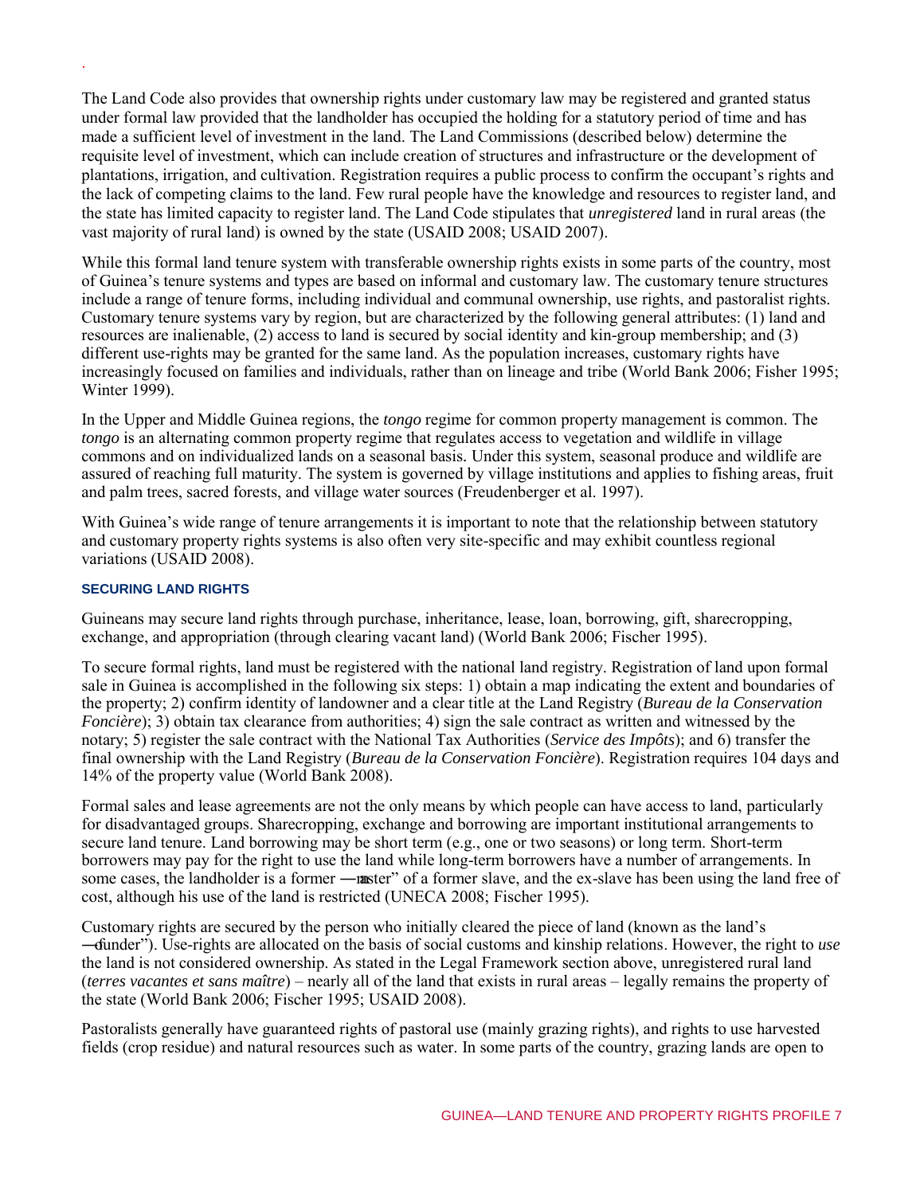The Land Code also provides that ownership rights under customary law may be registered and granted status under formal law provided that the landholder has occupied the holding for a statutory period of time and has made a sufficient level of investment in the land. The Land Commissions (described below) determine the requisite level of investment, which can include creation of structures and infrastructure or the development of plantations, irrigation, and cultivation. Registration requires a public process to confirm the occupant's rights and the lack of competing claims to the land. Few rural people have the knowledge and resources to register land, and the state has limited capacity to register land. The Land Code stipulates that *unregistered* land in rural areas (the vast majority of rural land) is owned by the state (USAID 2008; USAID 2007).

While this formal land tenure system with transferable ownership rights exists in some parts of the country, most of Guinea's tenure systems and types are based on informal and customary law. The customary tenure structures include a range of tenure forms, including individual and communal ownership, use rights, and pastoralist rights. Customary tenure systems vary by region, but are characterized by the following general attributes: (1) land and resources are inalienable, (2) access to land is secured by social identity and kin-group membership; and (3) different use-rights may be granted for the same land. As the population increases, customary rights have increasingly focused on families and individuals, rather than on lineage and tribe (World Bank 2006; Fisher 1995; Winter 1999).

In the Upper and Middle Guinea regions, the *tongo* regime for common property management is common. The *tongo* is an alternating common property regime that regulates access to vegetation and wildlife in village commons and on individualized lands on a seasonal basis. Under this system, seasonal produce and wildlife are assured of reaching full maturity. The system is governed by village institutions and applies to fishing areas, fruit and palm trees, sacred forests, and village water sources (Freudenberger et al. 1997).

With Guinea's wide range of tenure arrangements it is important to note that the relationship between statutory and customary property rights systems is also often very site-specific and may exhibit countless regional variations (USAID 2008).

#### SECURING LAND RIGHTS

Guineans may secure land rights through purchase, inheritance, lease, loan, borrowing, gift, sharecropping, exchange, and appropriation (through clearing vacant land) (World Bank 2006; Fischer 1995).

To secure formal rights, land must be registered with the national land registry. Registration of land upon formal sale in Guinea is accomplished in the following six steps: 1) obtain a map indicating the extent and boundaries of the property; 2) confirm identity of landowner and a clear title at the Land Registry (*Bureau de la Conservation Foncière*); 3) obtain tax clearance from authorities; 4) sign the sale contract as written and witnessed by the notary; 5) register the sale contract with the National Tax Authorities (*Service des Impôts*); and 6) transfer the final ownership with the Land Registry (*Bureau de la Conservation Foncière*). Registration requires 104 days and 14% of the property value (World Bank 2008).

Formal sales and lease agreements are not the only means by which people can have access to land, particularly for disadvantaged groups. Sharecropping, exchange and borrowing are important institutional arrangements to secure land tenure. Land borrowing may be short term (e.g., one or two seasons) or long term. Short-term borrowers may pay for the right to use the land while long-term borrowers have a number of arrangements. In some cases, the landholder is a former "master" of a former slave, and the ex-slave has been using the land free of cost, although his use of the land is restricted (UNECA 2008; Fischer 1995).

Customary rights are secured by the person who initially cleared the piece of land (known as the land's "founder"). Use-rights are allocated on the basis of social customs and kinship relations. However, the right to *use* the land is not considered ownership. As stated in the Legal Framework section above, unregistered rural land (*terres vacantes et sans maître*) – nearly all of the land that exists in rural areas – legally remains the property of the state (World Bank 2006; Fischer 1995; USAID 2008).

Pastoralists generally have guaranteed rights of pastoral use (mainly grazing rights), and rights to use harvested fields (crop residue) and natural resources such as water. In some parts of the country, grazing lands are open to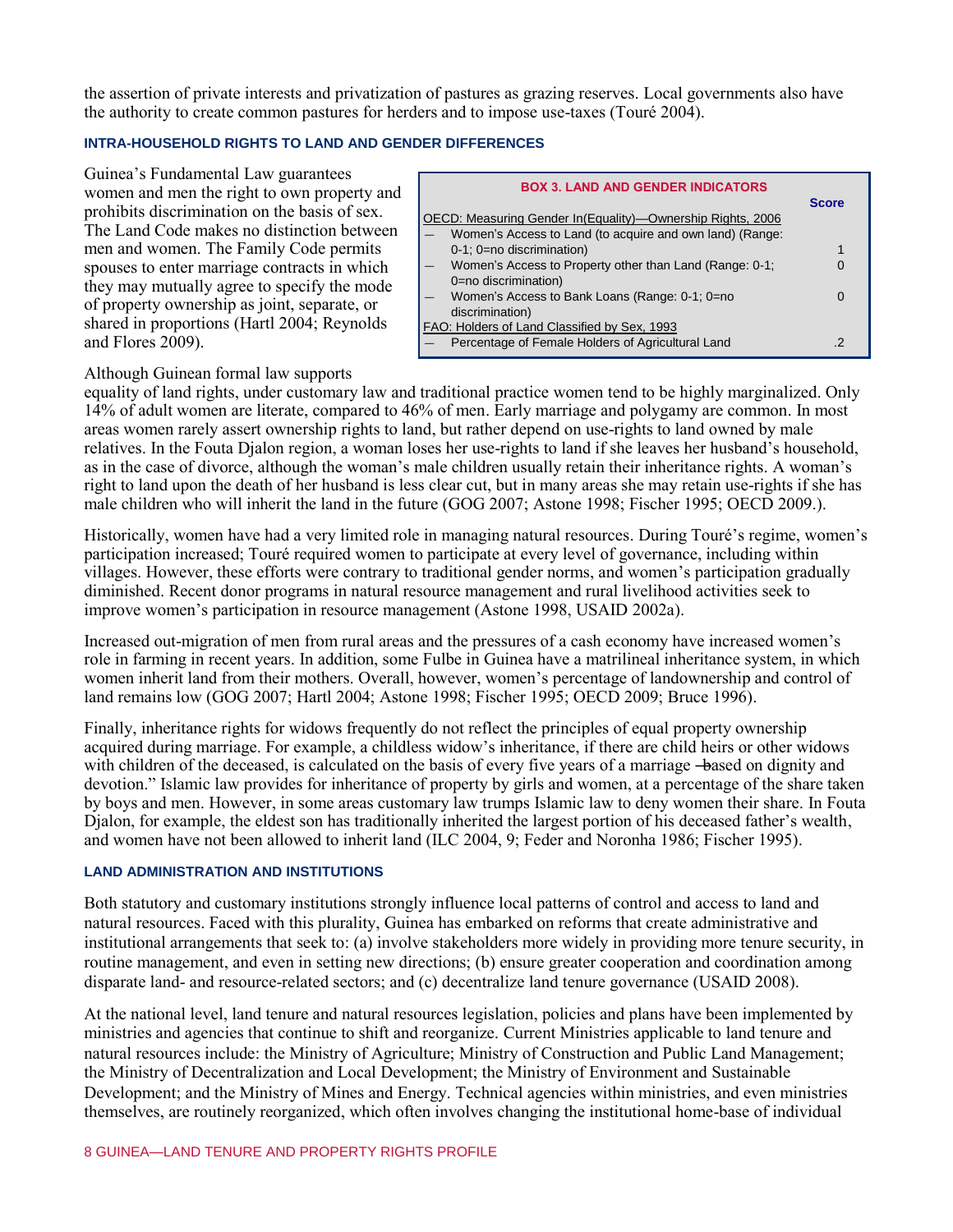the assertion of private interests and privatization of pastures as grazing reserves. Local governments also have the authority to create common pastures for herders and to impose use-taxes (Touré 2004).

### INTRA-HOUSEHOLD RIGHTS TO LAND AND GENDER DIFFERENCES

Guinea's Fundamental Law guarantees women and men the right to own property and prohibits discrimination on the basis of sex. The Land Code makes no distinction between men and women. The Family Code permits spouses to enter marriage contracts in which they may mutually agree to specify the mode of property ownership as joint, separate, or shared in proportions (Hartl 2004; Reynolds and Flores 2009).

**BOX 3. LAND AND GENDER INDICATORS**

| | Score |
|---|---|
| OECD: Measuring Gender In(Equality)—Ownership Rights, 2006 | |
| — Women's Access to Land (to acquire and own land) (Range: 0-1; 0=no discrimination) | 1 |
| — Women's Access to Property other than Land (Range: 0-1; 0=no discrimination) | 0 |
| — Women's Access to Bank Loans (Range: 0-1; 0=no discrimination) | 0 |
| FAO: Holders of Land Classified by Sex, 1993 | |
| — Percentage of Female Holders of Agricultural Land | .2 |

Although Guinean formal law supports equality of land rights, under customary law and traditional practice women tend to be highly marginalized. Only 14% of adult women are literate, compared to 46% of men. Early marriage and polygamy are common. In most areas women rarely assert ownership rights to land, but rather depend on use-rights to land owned by male relatives. In the Fouta Djalon region, a woman loses her use-rights to land if she leaves her husband's household, as in the case of divorce, although the woman's male children usually retain their inheritance rights. A woman's right to land upon the death of her husband is less clear cut, but in many areas she may retain use-rights if she has male children who will inherit the land in the future (GOG 2007; Astone 1998; Fischer 1995; OECD 2009.).

Historically, women have had a very limited role in managing natural resources. During Touré's regime, women's participation increased; Touré required women to participate at every level of governance, including within villages. However, these efforts were contrary to traditional gender norms, and women's participation gradually diminished. Recent donor programs in natural resource management and rural livelihood activities seek to improve women's participation in resource management (Astone 1998, USAID 2002a).

Increased out-migration of men from rural areas and the pressures of a cash economy have increased women's role in farming in recent years. In addition, some Fulbe in Guinea have a matrilineal inheritance system, in which women inherit land from their mothers. Overall, however, women's percentage of landownership and control of land remains low (GOG 2007; Hartl 2004; Astone 1998; Fischer 1995; OECD 2009; Bruce 1996).

Finally, inheritance rights for widows frequently do not reflect the principles of equal property ownership acquired during marriage. For example, a childless widow's inheritance, if there are child heirs or other widows with children of the deceased, is calculated on the basis of every five years of a marriage "based on dignity and devotion." Islamic law provides for inheritance of property by girls and women, at a percentage of the share taken by boys and men. However, in some areas customary law trumps Islamic law to deny women their share. In Fouta Djalon, for example, the eldest son has traditionally inherited the largest portion of his deceased father's wealth, and women have not been allowed to inherit land (ILC 2004, 9; Feder and Noronha 1986; Fischer 1995).

### LAND ADMINISTRATION AND INSTITUTIONS

Both statutory and customary institutions strongly influence local patterns of control and access to land and natural resources. Faced with this plurality, Guinea has embarked on reforms that create administrative and institutional arrangements that seek to: (a) involve stakeholders more widely in providing more tenure security, in routine management, and even in setting new directions; (b) ensure greater cooperation and coordination among disparate land- and resource-related sectors; and (c) decentralize land tenure governance (USAID 2008).

At the national level, land tenure and natural resources legislation, policies and plans have been implemented by ministries and agencies that continue to shift and reorganize. Current Ministries applicable to land tenure and natural resources include: the Ministry of Agriculture; Ministry of Construction and Public Land Management; the Ministry of Decentralization and Local Development; the Ministry of Environment and Sustainable Development; and the Ministry of Mines and Energy. Technical agencies within ministries, and even ministries themselves, are routinely reorganized, which often involves changing the institutional home-base of individual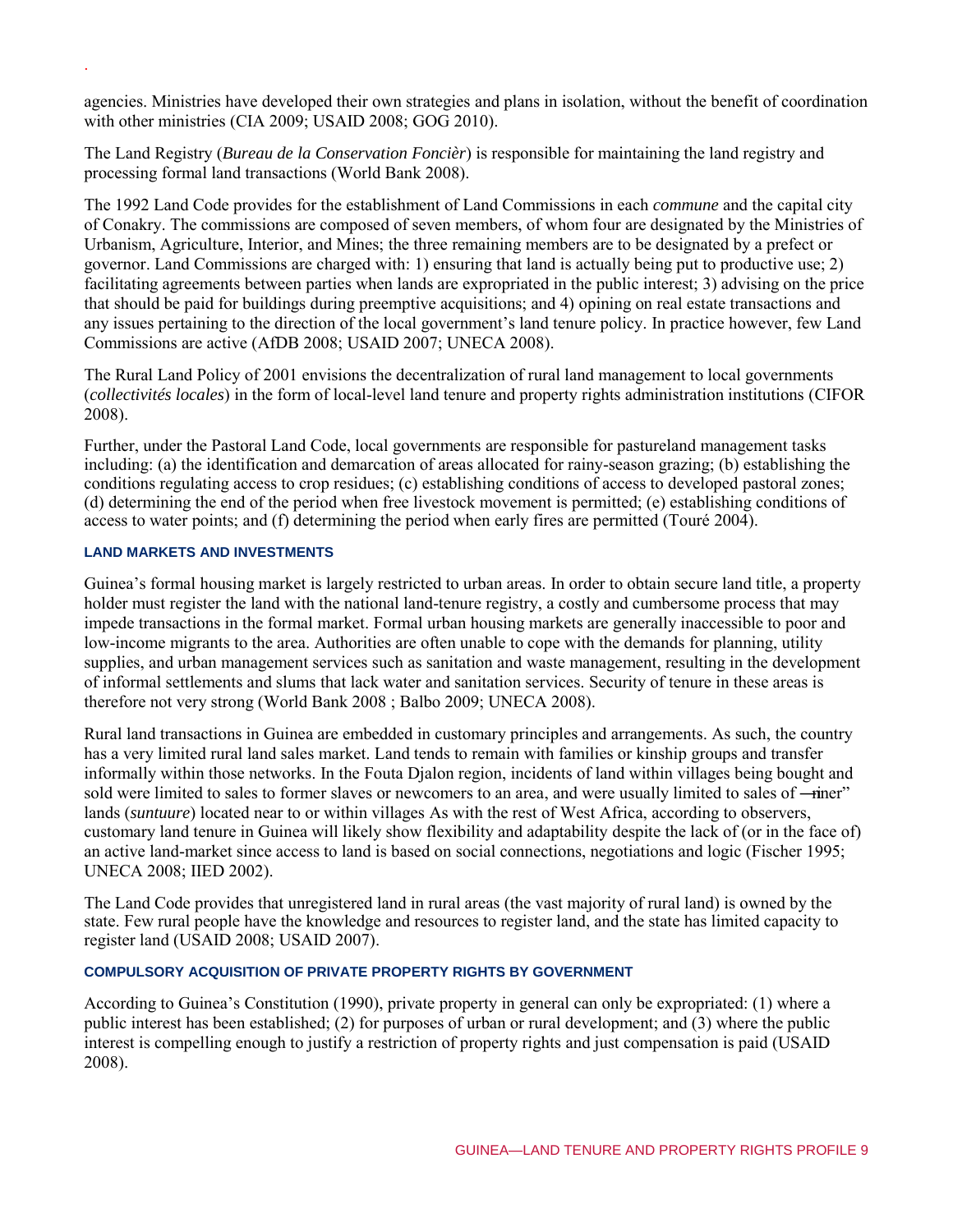agencies. Ministries have developed their own strategies and plans in isolation, without the benefit of coordination with other ministries (CIA 2009; USAID 2008; GOG 2010).

The Land Registry (*Bureau de la Conservation Foncièr*) is responsible for maintaining the land registry and processing formal land transactions (World Bank 2008).

The 1992 Land Code provides for the establishment of Land Commissions in each *commune* and the capital city of Conakry. The commissions are composed of seven members, of whom four are designated by the Ministries of Urbanism, Agriculture, Interior, and Mines; the three remaining members are to be designated by a prefect or governor. Land Commissions are charged with: 1) ensuring that land is actually being put to productive use; 2) facilitating agreements between parties when lands are expropriated in the public interest; 3) advising on the price that should be paid for buildings during preemptive acquisitions; and 4) opining on real estate transactions and any issues pertaining to the direction of the local government's land tenure policy. In practice however, few Land Commissions are active (AfDB 2008; USAID 2007; UNECA 2008).

The Rural Land Policy of 2001 envisions the decentralization of rural land management to local governments (*collectivités locales*) in the form of local-level land tenure and property rights administration institutions (CIFOR 2008).

Further, under the Pastoral Land Code, local governments are responsible for pastureland management tasks including: (a) the identification and demarcation of areas allocated for rainy-season grazing; (b) establishing the conditions regulating access to crop residues; (c) establishing conditions of access to developed pastoral zones; (d) determining the end of the period when free livestock movement is permitted; (e) establishing conditions of access to water points; and (f) determining the period when early fires are permitted (Touré 2004).

#### LAND MARKETS AND INVESTMENTS

Guinea's formal housing market is largely restricted to urban areas. In order to obtain secure land title, a property holder must register the land with the national land-tenure registry, a costly and cumbersome process that may impede transactions in the formal market. Formal urban housing markets are generally inaccessible to poor and low-income migrants to the area. Authorities are often unable to cope with the demands for planning, utility supplies, and urban management services such as sanitation and waste management, resulting in the development of informal settlements and slums that lack water and sanitation services. Security of tenure in these areas is therefore not very strong (World Bank 2008 ; Balbo 2009; UNECA 2008).

Rural land transactions in Guinea are embedded in customary principles and arrangements. As such, the country has a very limited rural land sales market. Land tends to remain with families or kinship groups and transfer informally within those networks. In the Fouta Djalon region, incidents of land within villages being bought and sold were limited to sales to former slaves or newcomers to an area, and were usually limited to sales of ―inner" lands (*suntuure*) located near to or within villages As with the rest of West Africa, according to observers, customary land tenure in Guinea will likely show flexibility and adaptability despite the lack of (or in the face of) an active land-market since access to land is based on social connections, negotiations and logic (Fischer 1995; UNECA 2008; IIED 2002).

The Land Code provides that unregistered land in rural areas (the vast majority of rural land) is owned by the state. Few rural people have the knowledge and resources to register land, and the state has limited capacity to register land (USAID 2008; USAID 2007).

#### COMPULSORY ACQUISITION OF PRIVATE PROPERTY RIGHTS BY GOVERNMENT

According to Guinea's Constitution (1990), private property in general can only be expropriated: (1) where a public interest has been established; (2) for purposes of urban or rural development; and (3) where the public interest is compelling enough to justify a restriction of property rights and just compensation is paid (USAID 2008).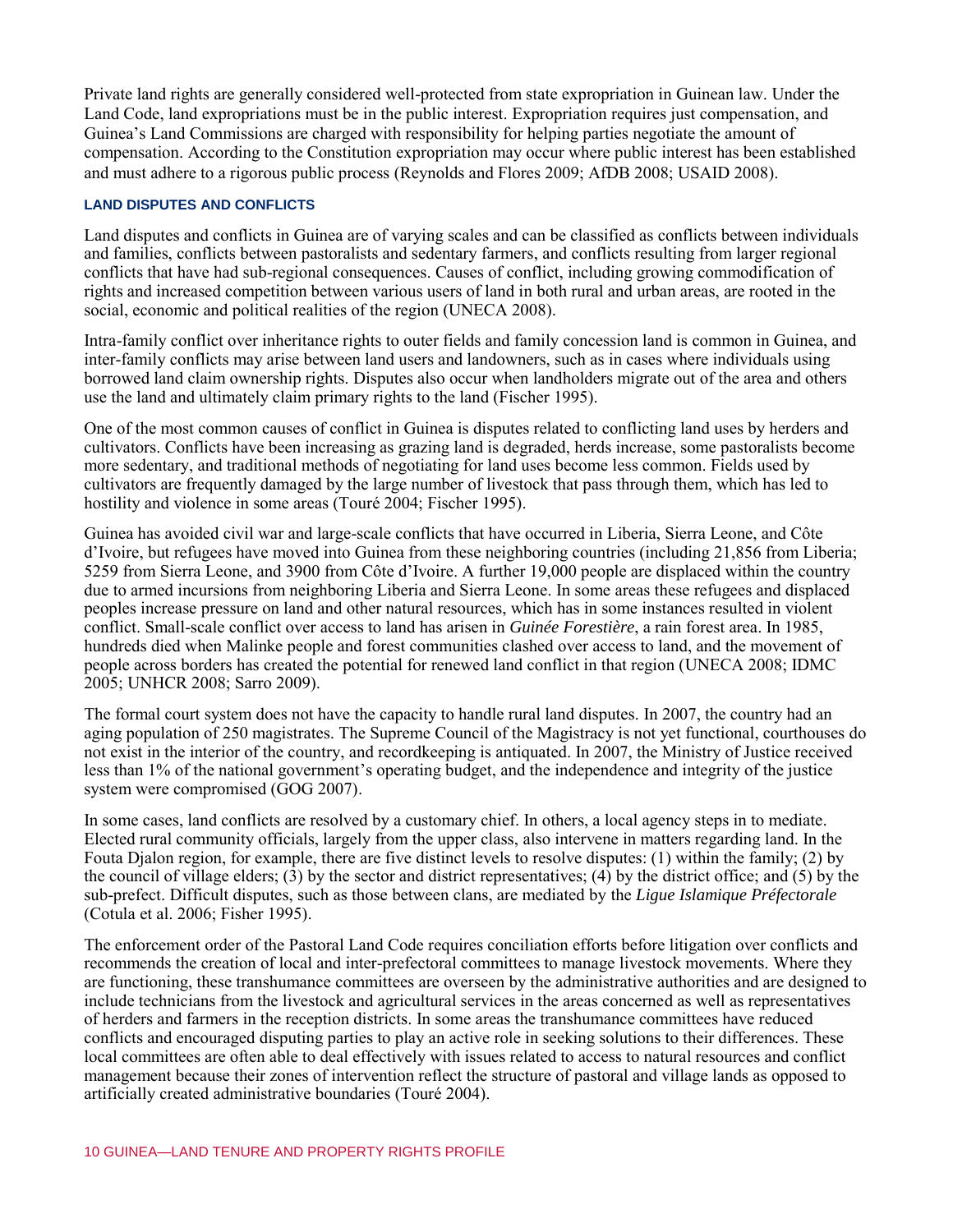Private land rights are generally considered well-protected from state expropriation in Guinean law. Under the Land Code, land expropriations must be in the public interest. Expropriation requires just compensation, and Guinea's Land Commissions are charged with responsibility for helping parties negotiate the amount of compensation. According to the Constitution expropriation may occur where public interest has been established and must adhere to a rigorous public process (Reynolds and Flores 2009; AfDB 2008; USAID 2008).

### LAND DISPUTES AND CONFLICTS

Land disputes and conflicts in Guinea are of varying scales and can be classified as conflicts between individuals and families, conflicts between pastoralists and sedentary farmers, and conflicts resulting from larger regional conflicts that have had sub-regional consequences. Causes of conflict, including growing commodification of rights and increased competition between various users of land in both rural and urban areas, are rooted in the social, economic and political realities of the region (UNECA 2008).

Intra-family conflict over inheritance rights to outer fields and family concession land is common in Guinea, and inter-family conflicts may arise between land users and landowners, such as in cases where individuals using borrowed land claim ownership rights. Disputes also occur when landholders migrate out of the area and others use the land and ultimately claim primary rights to the land (Fischer 1995).

One of the most common causes of conflict in Guinea is disputes related to conflicting land uses by herders and cultivators. Conflicts have been increasing as grazing land is degraded, herds increase, some pastoralists become more sedentary, and traditional methods of negotiating for land uses become less common. Fields used by cultivators are frequently damaged by the large number of livestock that pass through them, which has led to hostility and violence in some areas (Touré 2004; Fischer 1995).

Guinea has avoided civil war and large-scale conflicts that have occurred in Liberia, Sierra Leone, and Côte d'Ivoire, but refugees have moved into Guinea from these neighboring countries (including 21,856 from Liberia; 5259 from Sierra Leone, and 3900 from Côte d'Ivoire. A further 19,000 people are displaced within the country due to armed incursions from neighboring Liberia and Sierra Leone. In some areas these refugees and displaced peoples increase pressure on land and other natural resources, which has in some instances resulted in violent conflict. Small-scale conflict over access to land has arisen in *Guinée Forestière*, a rain forest area. In 1985, hundreds died when Malinke people and forest communities clashed over access to land, and the movement of people across borders has created the potential for renewed land conflict in that region (UNECA 2008; IDMC 2005; UNHCR 2008; Sarro 2009).

The formal court system does not have the capacity to handle rural land disputes. In 2007, the country had an aging population of 250 magistrates. The Supreme Council of the Magistracy is not yet functional, courthouses do not exist in the interior of the country, and recordkeeping is antiquated. In 2007, the Ministry of Justice received less than 1% of the national government's operating budget, and the independence and integrity of the justice system were compromised (GOG 2007).

In some cases, land conflicts are resolved by a customary chief. In others, a local agency steps in to mediate. Elected rural community officials, largely from the upper class, also intervene in matters regarding land. In the Fouta Djalon region, for example, there are five distinct levels to resolve disputes: (1) within the family; (2) by the council of village elders; (3) by the sector and district representatives; (4) by the district office; and (5) by the sub-prefect. Difficult disputes, such as those between clans, are mediated by the *Ligue Islamique Préfectorale* (Cotula et al. 2006; Fisher 1995).

The enforcement order of the Pastoral Land Code requires conciliation efforts before litigation over conflicts and recommends the creation of local and inter-prefectoral committees to manage livestock movements. Where they are functioning, these transhumance committees are overseen by the administrative authorities and are designed to include technicians from the livestock and agricultural services in the areas concerned as well as representatives of herders and farmers in the reception districts. In some areas the transhumance committees have reduced conflicts and encouraged disputing parties to play an active role in seeking solutions to their differences. These local committees are often able to deal effectively with issues related to access to natural resources and conflict management because their zones of intervention reflect the structure of pastoral and village lands as opposed to artificially created administrative boundaries (Touré 2004).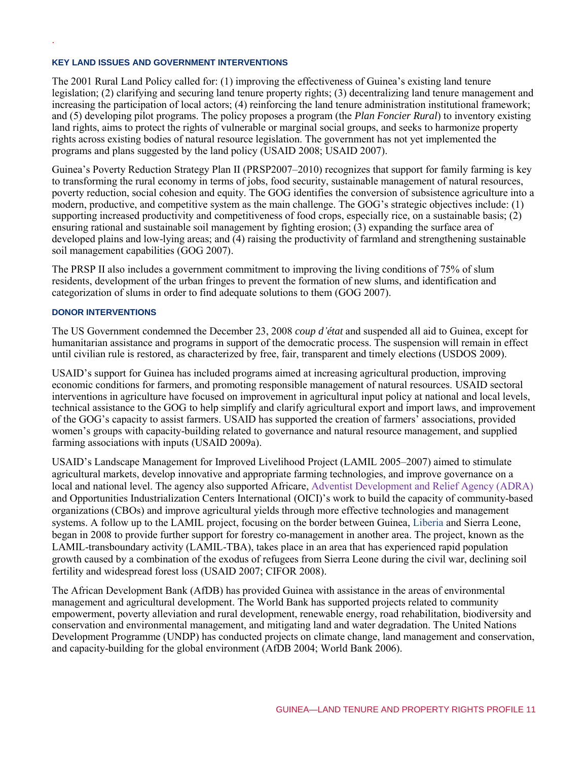### KEY LAND ISSUES AND GOVERNMENT INTERVENTIONS

The 2001 Rural Land Policy called for: (1) improving the effectiveness of Guinea's existing land tenure legislation; (2) clarifying and securing land tenure property rights; (3) decentralizing land tenure management and increasing the participation of local actors; (4) reinforcing the land tenure administration institutional framework; and (5) developing pilot programs. The policy proposes a program (the *Plan Foncier Rural*) to inventory existing land rights, aims to protect the rights of vulnerable or marginal social groups, and seeks to harmonize property rights across existing bodies of natural resource legislation. The government has not yet implemented the programs and plans suggested by the land policy (USAID 2008; USAID 2007).

Guinea's Poverty Reduction Strategy Plan II (PRSP2007–2010) recognizes that support for family farming is key to transforming the rural economy in terms of jobs, food security, sustainable management of natural resources, poverty reduction, social cohesion and equity. The GOG identifies the conversion of subsistence agriculture into a modern, productive, and competitive system as the main challenge. The GOG's strategic objectives include: (1) supporting increased productivity and competitiveness of food crops, especially rice, on a sustainable basis; (2) ensuring rational and sustainable soil management by fighting erosion; (3) expanding the surface area of developed plains and low-lying areas; and (4) raising the productivity of farmland and strengthening sustainable soil management capabilities (GOG 2007).

The PRSP II also includes a government commitment to improving the living conditions of 75% of slum residents, development of the urban fringes to prevent the formation of new slums, and identification and categorization of slums in order to find adequate solutions to them (GOG 2007).

### DONOR INTERVENTIONS

The US Government condemned the December 23, 2008 *coup d'état* and suspended all aid to Guinea, except for humanitarian assistance and programs in support of the democratic process. The suspension will remain in effect until civilian rule is restored, as characterized by free, fair, transparent and timely elections (USDOS 2009).

USAID's support for Guinea has included programs aimed at increasing agricultural production, improving economic conditions for farmers, and promoting responsible management of natural resources. USAID sectoral interventions in agriculture have focused on improvement in agricultural input policy at national and local levels, technical assistance to the GOG to help simplify and clarify agricultural export and import laws, and improvement of the GOG's capacity to assist farmers. USAID has supported the creation of farmers' associations, provided women's groups with capacity-building related to governance and natural resource management, and supplied farming associations with inputs (USAID 2009a).

USAID's Landscape Management for Improved Livelihood Project (LAMIL 2005–2007) aimed to stimulate agricultural markets, develop innovative and appropriate farming technologies, and improve governance on a local and national level. The agency also supported Africare, Adventist Development and Relief Agency (ADRA) and Opportunities Industrialization Centers International (OICI)'s work to build the capacity of community-based organizations (CBOs) and improve agricultural yields through more effective technologies and management systems. A follow up to the LAMIL project, focusing on the border between Guinea, Liberia and Sierra Leone, began in 2008 to provide further support for forestry co-management in another area. The project, known as the LAMIL-transboundary activity (LAMIL-TBA), takes place in an area that has experienced rapid population growth caused by a combination of the exodus of refugees from Sierra Leone during the civil war, declining soil fertility and widespread forest loss (USAID 2007; CIFOR 2008).

The African Development Bank (AfDB) has provided Guinea with assistance in the areas of environmental management and agricultural development. The World Bank has supported projects related to community empowerment, poverty alleviation and rural development, renewable energy, road rehabilitation, biodiversity and conservation and environmental management, and mitigating land and water degradation. The United Nations Development Programme (UNDP) has conducted projects on climate change, land management and conservation, and capacity-building for the global environment (AfDB 2004; World Bank 2006).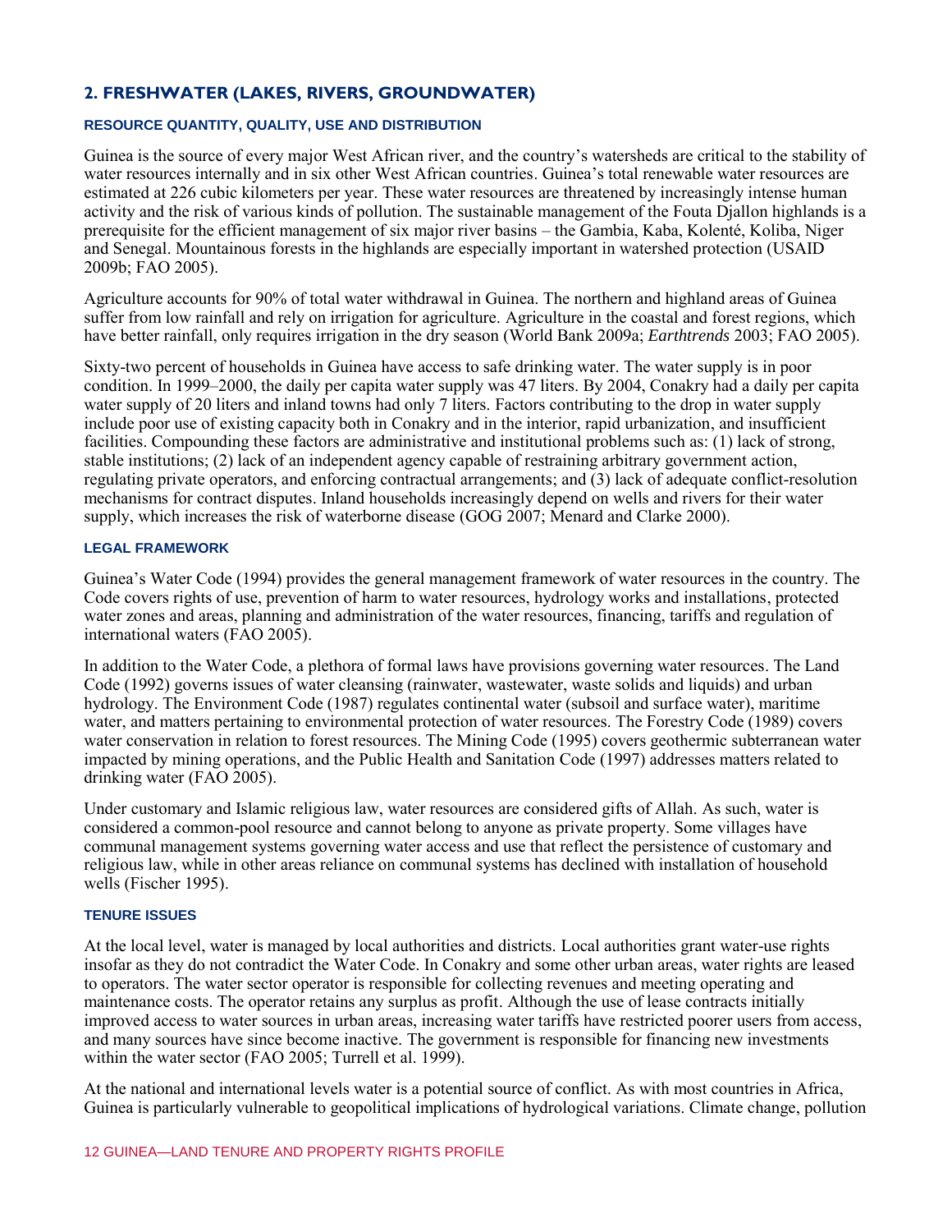## 2. FRESHWATER (LAKES, RIVERS, GROUNDWATER)

### RESOURCE QUANTITY, QUALITY, USE AND DISTRIBUTION

Guinea is the source of every major West African river, and the country's watersheds are critical to the stability of water resources internally and in six other West African countries. Guinea's total renewable water resources are estimated at 226 cubic kilometers per year. These water resources are threatened by increasingly intense human activity and the risk of various kinds of pollution. The sustainable management of the Fouta Djallon highlands is a prerequisite for the efficient management of six major river basins – the Gambia, Kaba, Kolenté, Koliba, Niger and Senegal. Mountainous forests in the highlands are especially important in watershed protection (USAID 2009b; FAO 2005).

Agriculture accounts for 90% of total water withdrawal in Guinea. The northern and highland areas of Guinea suffer from low rainfall and rely on irrigation for agriculture. Agriculture in the coastal and forest regions, which have better rainfall, only requires irrigation in the dry season (World Bank 2009a; *Earthtrends* 2003; FAO 2005).

Sixty-two percent of households in Guinea have access to safe drinking water. The water supply is in poor condition. In 1999–2000, the daily per capita water supply was 47 liters. By 2004, Conakry had a daily per capita water supply of 20 liters and inland towns had only 7 liters. Factors contributing to the drop in water supply include poor use of existing capacity both in Conakry and in the interior, rapid urbanization, and insufficient facilities. Compounding these factors are administrative and institutional problems such as: (1) lack of strong, stable institutions; (2) lack of an independent agency capable of restraining arbitrary government action, regulating private operators, and enforcing contractual arrangements; and (3) lack of adequate conflict-resolution mechanisms for contract disputes. Inland households increasingly depend on wells and rivers for their water supply, which increases the risk of waterborne disease (GOG 2007; Menard and Clarke 2000).

### LEGAL FRAMEWORK

Guinea's Water Code (1994) provides the general management framework of water resources in the country. The Code covers rights of use, prevention of harm to water resources, hydrology works and installations, protected water zones and areas, planning and administration of the water resources, financing, tariffs and regulation of international waters (FAO 2005).

In addition to the Water Code, a plethora of formal laws have provisions governing water resources. The Land Code (1992) governs issues of water cleansing (rainwater, wastewater, waste solids and liquids) and urban hydrology. The Environment Code (1987) regulates continental water (subsoil and surface water), maritime water, and matters pertaining to environmental protection of water resources. The Forestry Code (1989) covers water conservation in relation to forest resources. The Mining Code (1995) covers geothermic subterranean water impacted by mining operations, and the Public Health and Sanitation Code (1997) addresses matters related to drinking water (FAO 2005).

Under customary and Islamic religious law, water resources are considered gifts of Allah. As such, water is considered a common-pool resource and cannot belong to anyone as private property. Some villages have communal management systems governing water access and use that reflect the persistence of customary and religious law, while in other areas reliance on communal systems has declined with installation of household wells (Fischer 1995).

### TENURE ISSUES

At the local level, water is managed by local authorities and districts. Local authorities grant water-use rights insofar as they do not contradict the Water Code. In Conakry and some other urban areas, water rights are leased to operators. The water sector operator is responsible for collecting revenues and meeting operating and maintenance costs. The operator retains any surplus as profit. Although the use of lease contracts initially improved access to water sources in urban areas, increasing water tariffs have restricted poorer users from access, and many sources have since become inactive. The government is responsible for financing new investments within the water sector (FAO 2005; Turrell et al. 1999).

At the national and international levels water is a potential source of conflict. As with most countries in Africa, Guinea is particularly vulnerable to geopolitical implications of hydrological variations. Climate change, pollution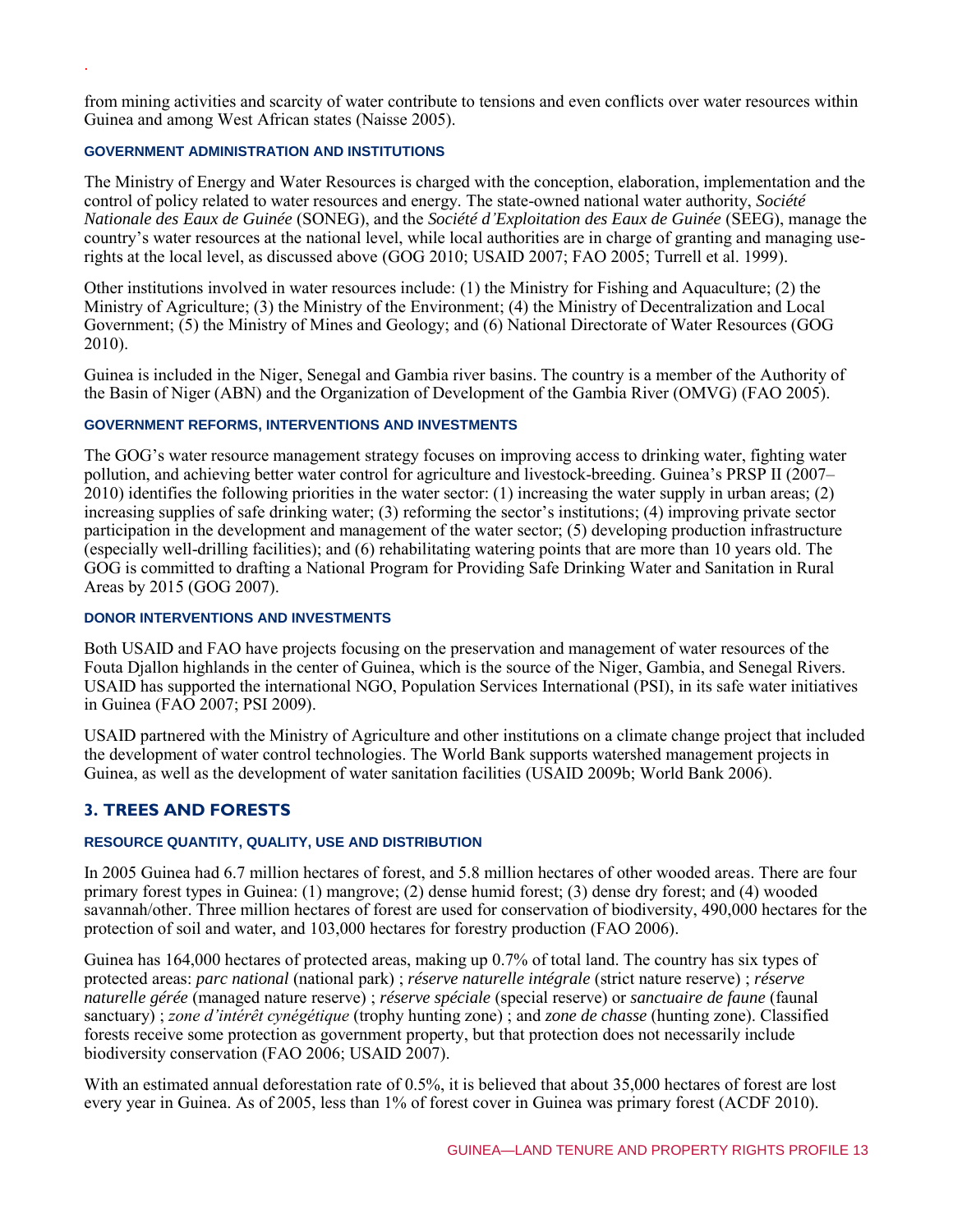from mining activities and scarcity of water contribute to tensions and even conflicts over water resources within Guinea and among West African states (Naisse 2005).

### GOVERNMENT ADMINISTRATION AND INSTITUTIONS

The Ministry of Energy and Water Resources is charged with the conception, elaboration, implementation and the control of policy related to water resources and energy. The state-owned national water authority, *Société Nationale des Eaux de Guinée* (SONEG), and the *Société d'Exploitation des Eaux de Guinée* (SEEG), manage the country's water resources at the national level, while local authorities are in charge of granting and managing use-rights at the local level, as discussed above (GOG 2010; USAID 2007; FAO 2005; Turrell et al. 1999).

Other institutions involved in water resources include: (1) the Ministry for Fishing and Aquaculture; (2) the Ministry of Agriculture; (3) the Ministry of the Environment; (4) the Ministry of Decentralization and Local Government; (5) the Ministry of Mines and Geology; and (6) National Directorate of Water Resources (GOG 2010).

Guinea is included in the Niger, Senegal and Gambia river basins. The country is a member of the Authority of the Basin of Niger (ABN) and the Organization of Development of the Gambia River (OMVG) (FAO 2005).

### GOVERNMENT REFORMS, INTERVENTIONS AND INVESTMENTS

The GOG's water resource management strategy focuses on improving access to drinking water, fighting water pollution, and achieving better water control for agriculture and livestock-breeding. Guinea's PRSP II (2007–2010) identifies the following priorities in the water sector: (1) increasing the water supply in urban areas; (2) increasing supplies of safe drinking water; (3) reforming the sector's institutions; (4) improving private sector participation in the development and management of the water sector; (5) developing production infrastructure (especially well-drilling facilities); and (6) rehabilitating watering points that are more than 10 years old. The GOG is committed to drafting a National Program for Providing Safe Drinking Water and Sanitation in Rural Areas by 2015 (GOG 2007).

### DONOR INTERVENTIONS AND INVESTMENTS

Both USAID and FAO have projects focusing on the preservation and management of water resources of the Fouta Djallon highlands in the center of Guinea, which is the source of the Niger, Gambia, and Senegal Rivers. USAID has supported the international NGO, Population Services International (PSI), in its safe water initiatives in Guinea (FAO 2007; PSI 2009).

USAID partnered with the Ministry of Agriculture and other institutions on a climate change project that included the development of water control technologies. The World Bank supports watershed management projects in Guinea, as well as the development of water sanitation facilities (USAID 2009b; World Bank 2006).

## 3. TREES AND FORESTS

### RESOURCE QUANTITY, QUALITY, USE AND DISTRIBUTION

In 2005 Guinea had 6.7 million hectares of forest, and 5.8 million hectares of other wooded areas. There are four primary forest types in Guinea: (1) mangrove; (2) dense humid forest; (3) dense dry forest; and (4) wooded savannah/other. Three million hectares of forest are used for conservation of biodiversity, 490,000 hectares for the protection of soil and water, and 103,000 hectares for forestry production (FAO 2006).

Guinea has 164,000 hectares of protected areas, making up 0.7% of total land. The country has six types of protected areas: *parc national* (national park) ; *réserve naturelle intégrale* (strict nature reserve) ; *réserve naturelle gérée* (managed nature reserve) ; *réserve spéciale* (special reserve) or *sanctuaire de faune* (faunal sanctuary) ; *zone d'intérêt cynégétique* (trophy hunting zone) ; and *zone de chasse* (hunting zone). Classified forests receive some protection as government property, but that protection does not necessarily include biodiversity conservation (FAO 2006; USAID 2007).

With an estimated annual deforestation rate of 0.5%, it is believed that about 35,000 hectares of forest are lost every year in Guinea. As of 2005, less than 1% of forest cover in Guinea was primary forest (ACDF 2010).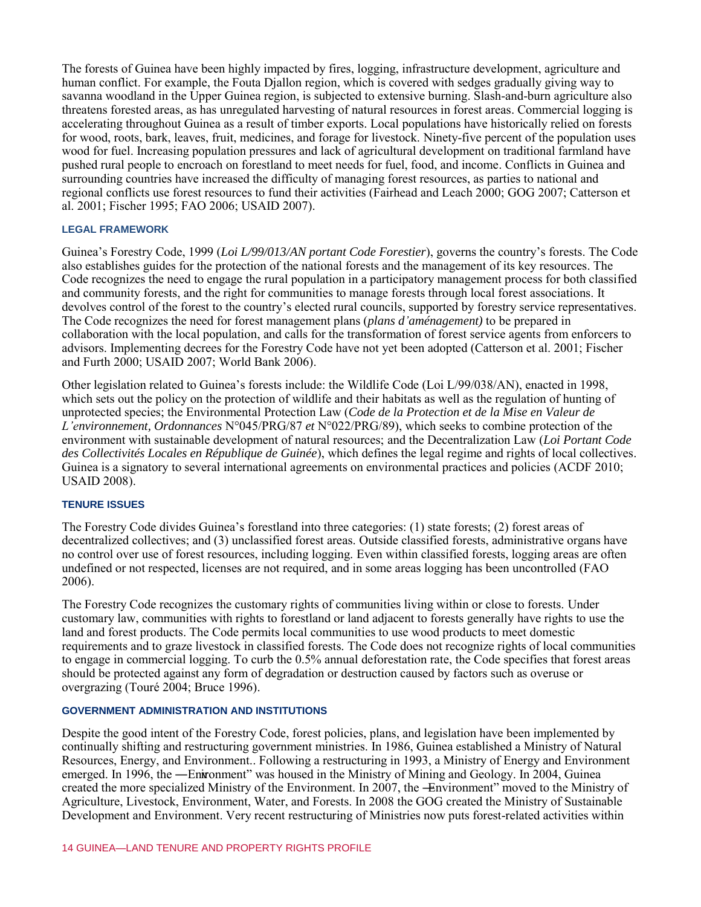The forests of Guinea have been highly impacted by fires, logging, infrastructure development, agriculture and human conflict. For example, the Fouta Djallon region, which is covered with sedges gradually giving way to savanna woodland in the Upper Guinea region, is subjected to extensive burning. Slash-and-burn agriculture also threatens forested areas, as has unregulated harvesting of natural resources in forest areas. Commercial logging is accelerating throughout Guinea as a result of timber exports. Local populations have historically relied on forests for wood, roots, bark, leaves, fruit, medicines, and forage for livestock. Ninety-five percent of the population uses wood for fuel. Increasing population pressures and lack of agricultural development on traditional farmland have pushed rural people to encroach on forestland to meet needs for fuel, food, and income. Conflicts in Guinea and surrounding countries have increased the difficulty of managing forest resources, as parties to national and regional conflicts use forest resources to fund their activities (Fairhead and Leach 2000; GOG 2007; Catterson et al. 2001; Fischer 1995; FAO 2006; USAID 2007).

### LEGAL FRAMEWORK

Guinea's Forestry Code, 1999 (*Loi L/99/013/AN portant Code Forestier*), governs the country's forests. The Code also establishes guides for the protection of the national forests and the management of its key resources. The Code recognizes the need to engage the rural population in a participatory management process for both classified and community forests, and the right for communities to manage forests through local forest associations. It devolves control of the forest to the country's elected rural councils, supported by forestry service representatives. The Code recognizes the need for forest management plans (*plans d'aménagement)* to be prepared in collaboration with the local population, and calls for the transformation of forest service agents from enforcers to advisors. Implementing decrees for the Forestry Code have not yet been adopted (Catterson et al. 2001; Fischer and Furth 2000; USAID 2007; World Bank 2006).

Other legislation related to Guinea's forests include: the Wildlife Code (Loi L/99/038/AN), enacted in 1998, which sets out the policy on the protection of wildlife and their habitats as well as the regulation of hunting of unprotected species; the Environmental Protection Law (*Code de la Protection et de la Mise en Valeur de L'environnement, Ordonnances* N°045/PRG/87 *et* N°022/PRG/89), which seeks to combine protection of the environment with sustainable development of natural resources; and the Decentralization Law (*Loi Portant Code des Collectivités Locales en République de Guinée*), which defines the legal regime and rights of local collectives. Guinea is a signatory to several international agreements on environmental practices and policies (ACDF 2010; USAID 2008).

### TENURE ISSUES

The Forestry Code divides Guinea's forestland into three categories: (1) state forests; (2) forest areas of decentralized collectives; and (3) unclassified forest areas. Outside classified forests, administrative organs have no control over use of forest resources, including logging. Even within classified forests, logging areas are often undefined or not respected, licenses are not required, and in some areas logging has been uncontrolled (FAO 2006).

The Forestry Code recognizes the customary rights of communities living within or close to forests. Under customary law, communities with rights to forestland or land adjacent to forests generally have rights to use the land and forest products. The Code permits local communities to use wood products to meet domestic requirements and to graze livestock in classified forests. The Code does not recognize rights of local communities to engage in commercial logging. To curb the 0.5% annual deforestation rate, the Code specifies that forest areas should be protected against any form of degradation or destruction caused by factors such as overuse or overgrazing (Touré 2004; Bruce 1996).

### GOVERNMENT ADMINISTRATION AND INSTITUTIONS

Despite the good intent of the Forestry Code, forest policies, plans, and legislation have been implemented by continually shifting and restructuring government ministries. In 1986, Guinea established a Ministry of Natural Resources, Energy, and Environment.. Following a restructuring in 1993, a Ministry of Energy and Environment emerged. In 1996, the "Environment" was housed in the Ministry of Mining and Geology. In 2004, Guinea created the more specialized Ministry of the Environment. In 2007, the "Environment" moved to the Ministry of Agriculture, Livestock, Environment, Water, and Forests. In 2008 the GOG created the Ministry of Sustainable Development and Environment. Very recent restructuring of Ministries now puts forest-related activities within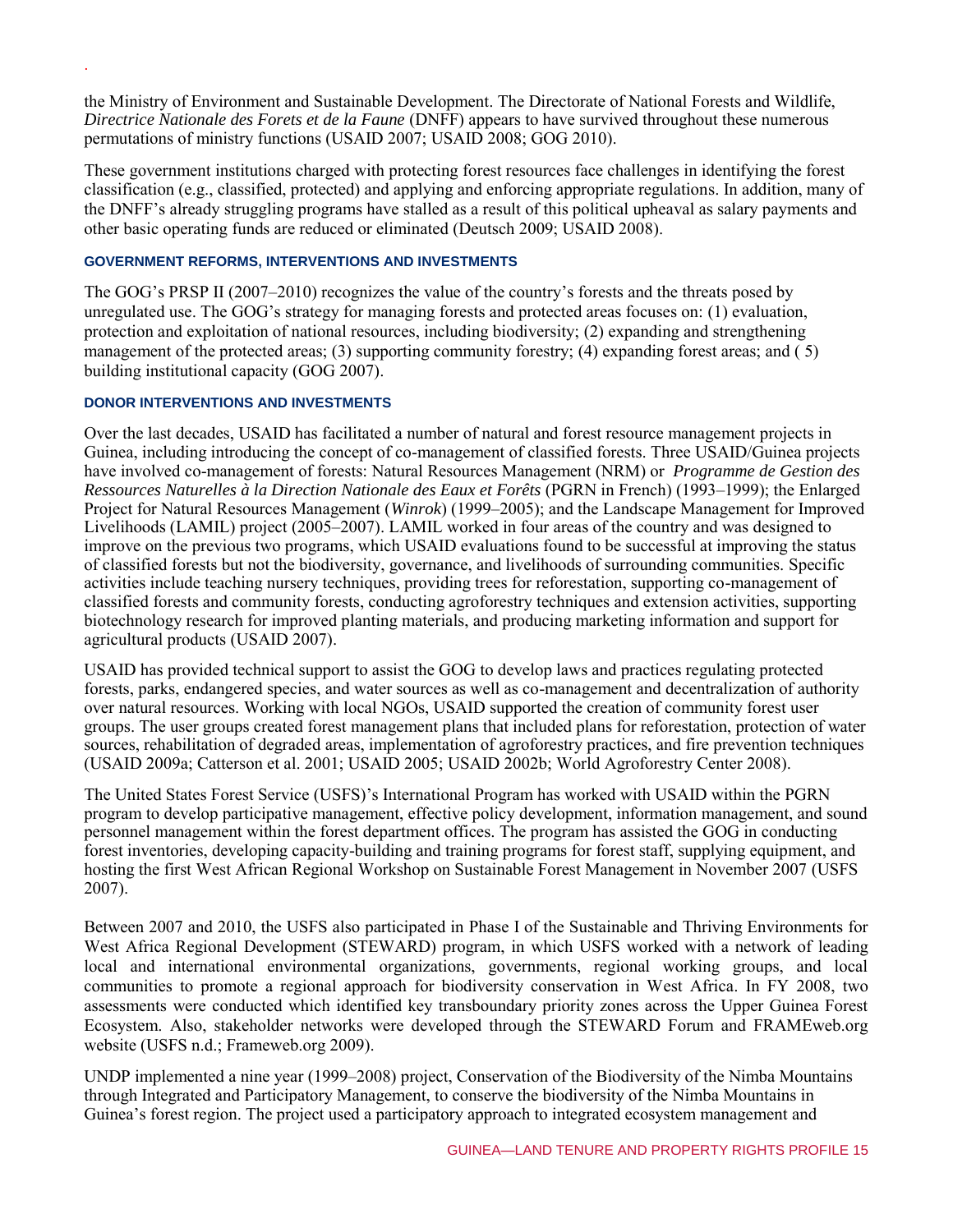the Ministry of Environment and Sustainable Development. The Directorate of National Forests and Wildlife, *Directrice Nationale des Forets et de la Faune* (DNFF) appears to have survived throughout these numerous permutations of ministry functions (USAID 2007; USAID 2008; GOG 2010).

These government institutions charged with protecting forest resources face challenges in identifying the forest classification (e.g., classified, protected) and applying and enforcing appropriate regulations. In addition, many of the DNFF's already struggling programs have stalled as a result of this political upheaval as salary payments and other basic operating funds are reduced or eliminated (Deutsch 2009; USAID 2008).

#### GOVERNMENT REFORMS, INTERVENTIONS AND INVESTMENTS

The GOG's PRSP II (2007–2010) recognizes the value of the country's forests and the threats posed by unregulated use. The GOG's strategy for managing forests and protected areas focuses on: (1) evaluation, protection and exploitation of national resources, including biodiversity; (2) expanding and strengthening management of the protected areas; (3) supporting community forestry; (4) expanding forest areas; and ( 5) building institutional capacity (GOG 2007).

#### DONOR INTERVENTIONS AND INVESTMENTS

Over the last decades, USAID has facilitated a number of natural and forest resource management projects in Guinea, including introducing the concept of co-management of classified forests. Three USAID/Guinea projects have involved co-management of forests: Natural Resources Management (NRM) or *Programme de Gestion des Ressources Naturelles à la Direction Nationale des Eaux et Forêts* (PGRN in French) (1993–1999); the Enlarged Project for Natural Resources Management (*Winrok*) (1999–2005); and the Landscape Management for Improved Livelihoods (LAMIL) project (2005–2007). LAMIL worked in four areas of the country and was designed to improve on the previous two programs, which USAID evaluations found to be successful at improving the status of classified forests but not the biodiversity, governance, and livelihoods of surrounding communities. Specific activities include teaching nursery techniques, providing trees for reforestation, supporting co-management of classified forests and community forests, conducting agroforestry techniques and extension activities, supporting biotechnology research for improved planting materials, and producing marketing information and support for agricultural products (USAID 2007).

USAID has provided technical support to assist the GOG to develop laws and practices regulating protected forests, parks, endangered species, and water sources as well as co-management and decentralization of authority over natural resources. Working with local NGOs, USAID supported the creation of community forest user groups. The user groups created forest management plans that included plans for reforestation, protection of water sources, rehabilitation of degraded areas, implementation of agroforestry practices, and fire prevention techniques (USAID 2009a; Catterson et al. 2001; USAID 2005; USAID 2002b; World Agroforestry Center 2008).

The United States Forest Service (USFS)'s International Program has worked with USAID within the PGRN program to develop participative management, effective policy development, information management, and sound personnel management within the forest department offices. The program has assisted the GOG in conducting forest inventories, developing capacity-building and training programs for forest staff, supplying equipment, and hosting the first West African Regional Workshop on Sustainable Forest Management in November 2007 (USFS 2007).

Between 2007 and 2010, the USFS also participated in Phase I of the Sustainable and Thriving Environments for West Africa Regional Development (STEWARD) program, in which USFS worked with a network of leading local and international environmental organizations, governments, regional working groups, and local communities to promote a regional approach for biodiversity conservation in West Africa. In FY 2008, two assessments were conducted which identified key transboundary priority zones across the Upper Guinea Forest Ecosystem. Also, stakeholder networks were developed through the STEWARD Forum and FRAMEweb.org website (USFS n.d.; Frameweb.org 2009).

UNDP implemented a nine year (1999–2008) project, Conservation of the Biodiversity of the Nimba Mountains through Integrated and Participatory Management, to conserve the biodiversity of the Nimba Mountains in Guinea's forest region. The project used a participatory approach to integrated ecosystem management and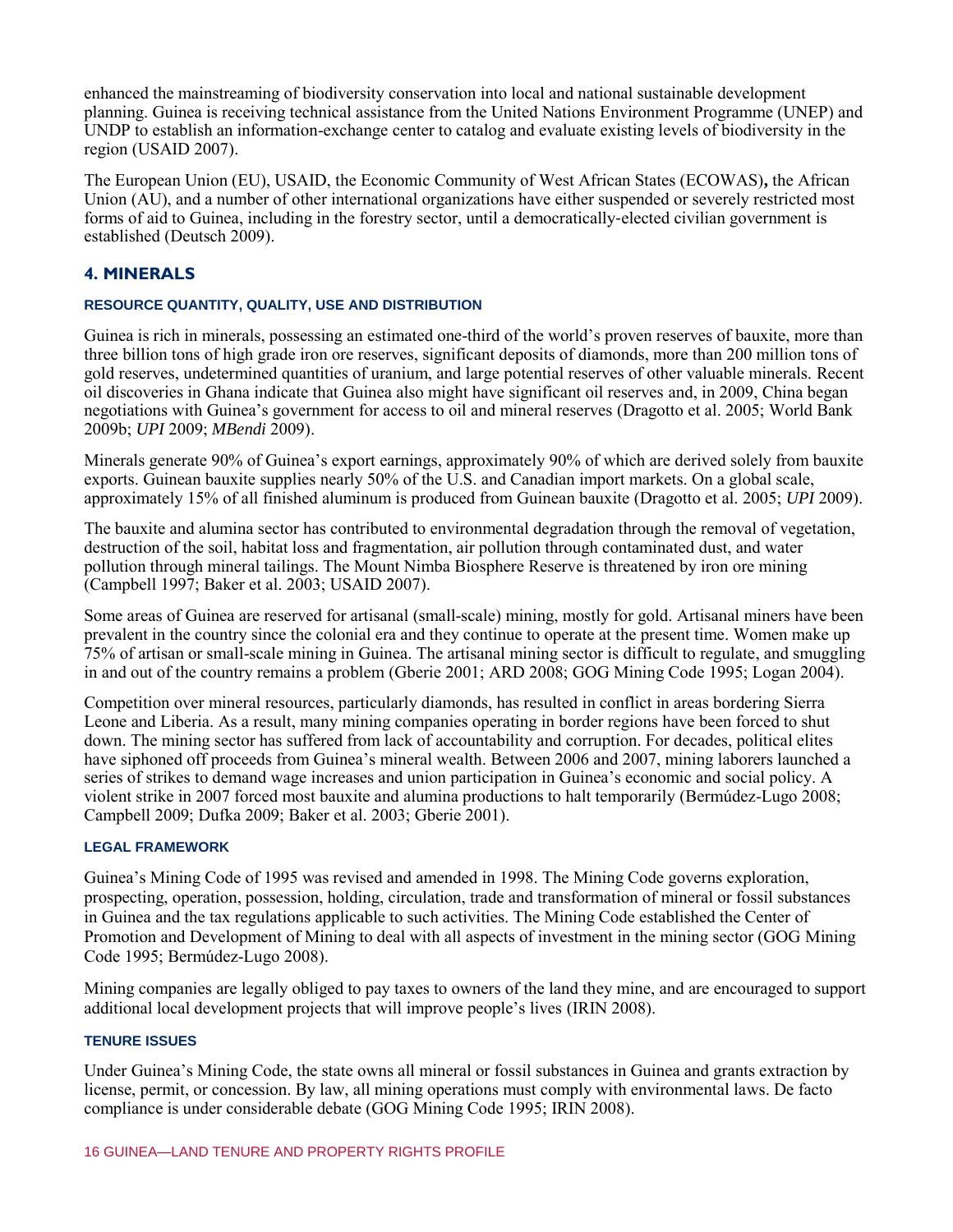enhanced the mainstreaming of biodiversity conservation into local and national sustainable development planning. Guinea is receiving technical assistance from the United Nations Environment Programme (UNEP) and UNDP to establish an information-exchange center to catalog and evaluate existing levels of biodiversity in the region (USAID 2007).

The European Union (EU), USAID, the Economic Community of West African States (ECOWAS)**,** the African Union (AU), and a number of other international organizations have either suspended or severely restricted most forms of aid to Guinea, including in the forestry sector, until a democratically-elected civilian government is established (Deutsch 2009).

## 4. MINERALS

### RESOURCE QUANTITY, QUALITY, USE AND DISTRIBUTION

Guinea is rich in minerals, possessing an estimated one-third of the world's proven reserves of bauxite, more than three billion tons of high grade iron ore reserves, significant deposits of diamonds, more than 200 million tons of gold reserves, undetermined quantities of uranium, and large potential reserves of other valuable minerals. Recent oil discoveries in Ghana indicate that Guinea also might have significant oil reserves and, in 2009, China began negotiations with Guinea's government for access to oil and mineral reserves (Dragotto et al. 2005; World Bank 2009b; *UPI* 2009; *MBendi* 2009).

Minerals generate 90% of Guinea's export earnings, approximately 90% of which are derived solely from bauxite exports. Guinean bauxite supplies nearly 50% of the U.S. and Canadian import markets. On a global scale, approximately 15% of all finished aluminum is produced from Guinean bauxite (Dragotto et al. 2005; *UPI* 2009).

The bauxite and alumina sector has contributed to environmental degradation through the removal of vegetation, destruction of the soil, habitat loss and fragmentation, air pollution through contaminated dust, and water pollution through mineral tailings. The Mount Nimba Biosphere Reserve is threatened by iron ore mining (Campbell 1997; Baker et al. 2003; USAID 2007).

Some areas of Guinea are reserved for artisanal (small-scale) mining, mostly for gold. Artisanal miners have been prevalent in the country since the colonial era and they continue to operate at the present time. Women make up 75% of artisan or small-scale mining in Guinea. The artisanal mining sector is difficult to regulate, and smuggling in and out of the country remains a problem (Gberie 2001; ARD 2008; GOG Mining Code 1995; Logan 2004).

Competition over mineral resources, particularly diamonds, has resulted in conflict in areas bordering Sierra Leone and Liberia. As a result, many mining companies operating in border regions have been forced to shut down. The mining sector has suffered from lack of accountability and corruption. For decades, political elites have siphoned off proceeds from Guinea's mineral wealth. Between 2006 and 2007, mining laborers launched a series of strikes to demand wage increases and union participation in Guinea's economic and social policy. A violent strike in 2007 forced most bauxite and alumina productions to halt temporarily (Bermúdez-Lugo 2008; Campbell 2009; Dufka 2009; Baker et al. 2003; Gberie 2001).

### LEGAL FRAMEWORK

Guinea's Mining Code of 1995 was revised and amended in 1998. The Mining Code governs exploration, prospecting, operation, possession, holding, circulation, trade and transformation of mineral or fossil substances in Guinea and the tax regulations applicable to such activities. The Mining Code established the Center of Promotion and Development of Mining to deal with all aspects of investment in the mining sector (GOG Mining Code 1995; Bermúdez-Lugo 2008).

Mining companies are legally obliged to pay taxes to owners of the land they mine, and are encouraged to support additional local development projects that will improve people's lives (IRIN 2008).

### TENURE ISSUES

Under Guinea's Mining Code, the state owns all mineral or fossil substances in Guinea and grants extraction by license, permit, or concession. By law, all mining operations must comply with environmental laws. De facto compliance is under considerable debate (GOG Mining Code 1995; IRIN 2008).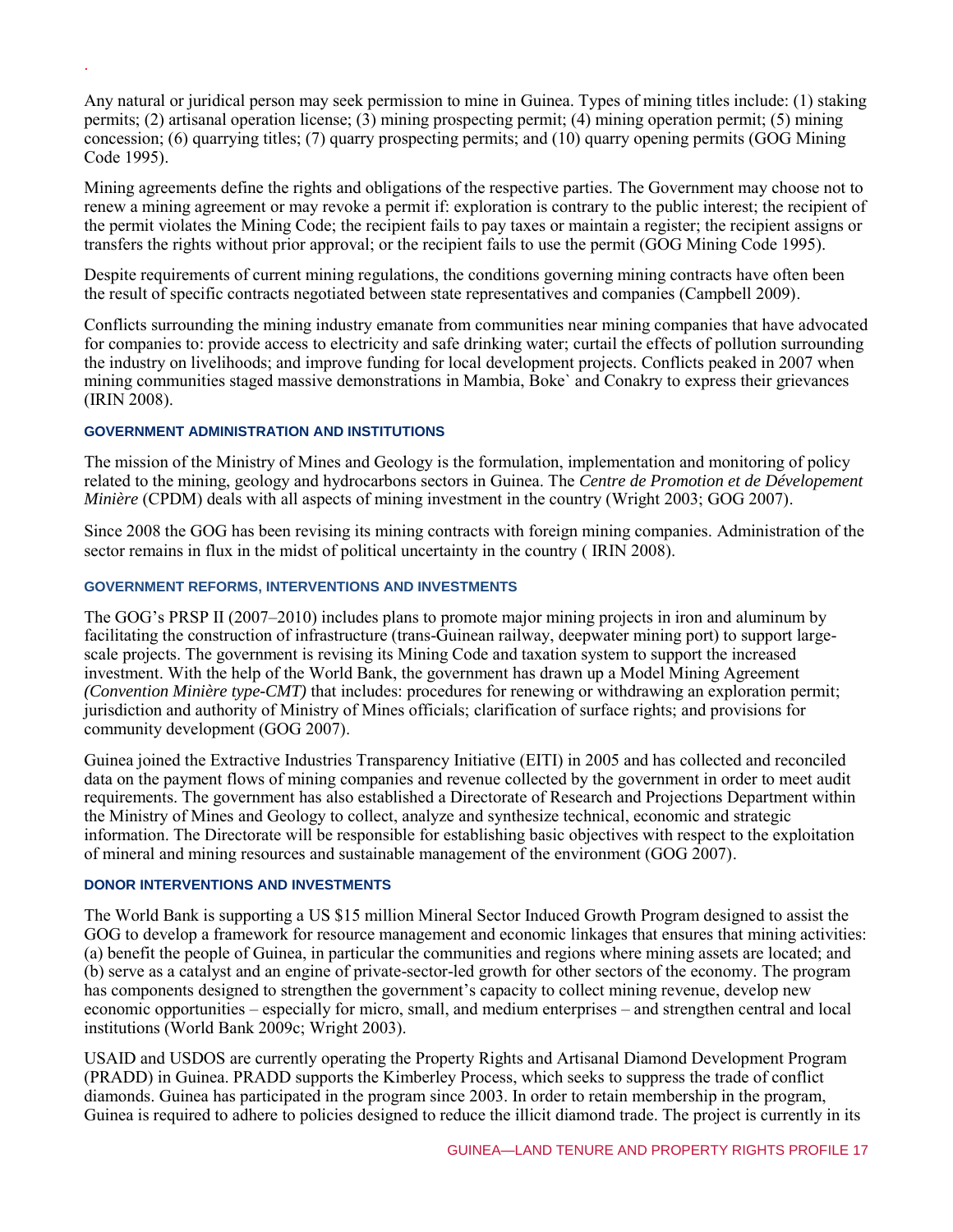Any natural or juridical person may seek permission to mine in Guinea. Types of mining titles include: (1) staking permits; (2) artisanal operation license; (3) mining prospecting permit; (4) mining operation permit; (5) mining concession; (6) quarrying titles; (7) quarry prospecting permits; and (10) quarry opening permits (GOG Mining Code 1995).

Mining agreements define the rights and obligations of the respective parties. The Government may choose not to renew a mining agreement or may revoke a permit if: exploration is contrary to the public interest; the recipient of the permit violates the Mining Code; the recipient fails to pay taxes or maintain a register; the recipient assigns or transfers the rights without prior approval; or the recipient fails to use the permit (GOG Mining Code 1995).

Despite requirements of current mining regulations, the conditions governing mining contracts have often been the result of specific contracts negotiated between state representatives and companies (Campbell 2009).

Conflicts surrounding the mining industry emanate from communities near mining companies that have advocated for companies to: provide access to electricity and safe drinking water; curtail the effects of pollution surrounding the industry on livelihoods; and improve funding for local development projects. Conflicts peaked in 2007 when mining communities staged massive demonstrations in Mambia, Boke` and Conakry to express their grievances (IRIN 2008).

### GOVERNMENT ADMINISTRATION AND INSTITUTIONS

The mission of the Ministry of Mines and Geology is the formulation, implementation and monitoring of policy related to the mining, geology and hydrocarbons sectors in Guinea. The *Centre de Promotion et de Dévelopement Minière* (CPDM) deals with all aspects of mining investment in the country (Wright 2003; GOG 2007).

Since 2008 the GOG has been revising its mining contracts with foreign mining companies. Administration of the sector remains in flux in the midst of political uncertainty in the country ( IRIN 2008).

### GOVERNMENT REFORMS, INTERVENTIONS AND INVESTMENTS

The GOG's PRSP II (2007–2010) includes plans to promote major mining projects in iron and aluminum by facilitating the construction of infrastructure (trans-Guinean railway, deepwater mining port) to support large-scale projects. The government is revising its Mining Code and taxation system to support the increased investment. With the help of the World Bank, the government has drawn up a Model Mining Agreement *(Convention Minière type-CMT)* that includes: procedures for renewing or withdrawing an exploration permit; jurisdiction and authority of Ministry of Mines officials; clarification of surface rights; and provisions for community development (GOG 2007).

Guinea joined the Extractive Industries Transparency Initiative (EITI) in 2005 and has collected and reconciled data on the payment flows of mining companies and revenue collected by the government in order to meet audit requirements. The government has also established a Directorate of Research and Projections Department within the Ministry of Mines and Geology to collect, analyze and synthesize technical, economic and strategic information. The Directorate will be responsible for establishing basic objectives with respect to the exploitation of mineral and mining resources and sustainable management of the environment (GOG 2007).

### DONOR INTERVENTIONS AND INVESTMENTS

The World Bank is supporting a US $15 million Mineral Sector Induced Growth Program designed to assist the GOG to develop a framework for resource management and economic linkages that ensures that mining activities: (a) benefit the people of Guinea, in particular the communities and regions where mining assets are located; and (b) serve as a catalyst and an engine of private-sector-led growth for other sectors of the economy. The program has components designed to strengthen the government's capacity to collect mining revenue, develop new economic opportunities – especially for micro, small, and medium enterprises – and strengthen central and local institutions (World Bank 2009c; Wright 2003).

USAID and USDOS are currently operating the Property Rights and Artisanal Diamond Development Program (PRADD) in Guinea. PRADD supports the Kimberley Process, which seeks to suppress the trade of conflict diamonds. Guinea has participated in the program since 2003. In order to retain membership in the program, Guinea is required to adhere to policies designed to reduce the illicit diamond trade. The project is currently in its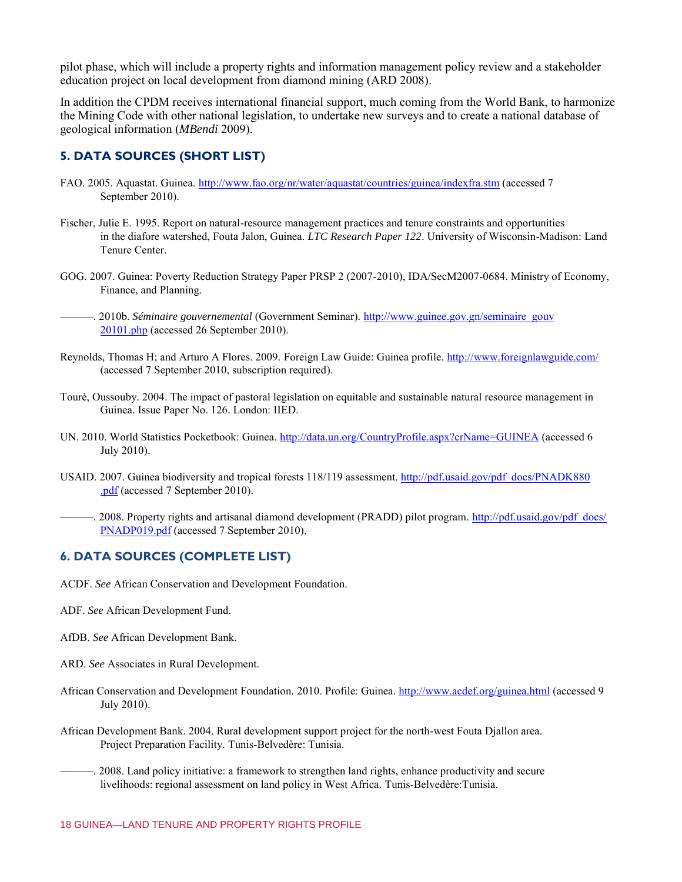pilot phase, which will include a property rights and information management policy review and a stakeholder education project on local development from diamond mining (ARD 2008).

In addition the CPDM receives international financial support, much coming from the World Bank, to harmonize the Mining Code with other national legislation, to undertake new surveys and to create a national database of geological information (*MBendi* 2009).

## 5. DATA SOURCES (SHORT LIST)

FAO. 2005. Aquastat. Guinea. http://www.fao.org/nr/water/aquastat/countries/guinea/indexfra.stm (accessed 7 September 2010).

Fischer, Julie E. 1995. Report on natural-resource management practices and tenure constraints and opportunities in the diafore watershed, Fouta Jalon, Guinea. *LTC Research Paper 122*. University of Wisconsin-Madison: Land Tenure Center.

GOG. 2007. Guinea: Poverty Reduction Strategy Paper PRSP 2 (2007-2010), IDA/SecM2007-0684. Ministry of Economy, Finance, and Planning.

———. 2010b. *Séminaire gouvernemental* (Government Seminar). http://www.guinee.gov.gn/seminaire_gouv20101.php (accessed 26 September 2010).

Reynolds, Thomas H; and Arturo A Flores. 2009. Foreign Law Guide: Guinea profile. http://www.foreignlawguide.com/ (accessed 7 September 2010, subscription required).

Touré, Oussouby. 2004. The impact of pastoral legislation on equitable and sustainable natural resource management in Guinea. Issue Paper No. 126. London: IIED.

UN. 2010. World Statistics Pocketbook: Guinea. http://data.un.org/CountryProfile.aspx?crName=GUINEA (accessed 6 July 2010).

USAID. 2007. Guinea biodiversity and tropical forests 118/119 assessment. http://pdf.usaid.gov/pdf_docs/PNADK880.pdf (accessed 7 September 2010).

———. 2008. Property rights and artisanal diamond development (PRADD) pilot program. http://pdf.usaid.gov/pdf_docs/PNADP019.pdf (accessed 7 September 2010).

## 6. DATA SOURCES (COMPLETE LIST)

ACDF. *See* African Conservation and Development Foundation.

ADF. *See* African Development Fund.

AfDB. *See* African Development Bank.

ARD. *See* Associates in Rural Development.

African Conservation and Development Foundation. 2010. Profile: Guinea. http://www.acdef.org/guinea.html (accessed 9 July 2010).

African Development Bank. 2004. Rural development support project for the north-west Fouta Djallon area. Project Preparation Facility. Tunis-Belvedère: Tunisia.

———. 2008. Land policy initiative: a framework to strengthen land rights, enhance productivity and secure livelihoods: regional assessment on land policy in West Africa. Tunis-Belvedère:Tunisia.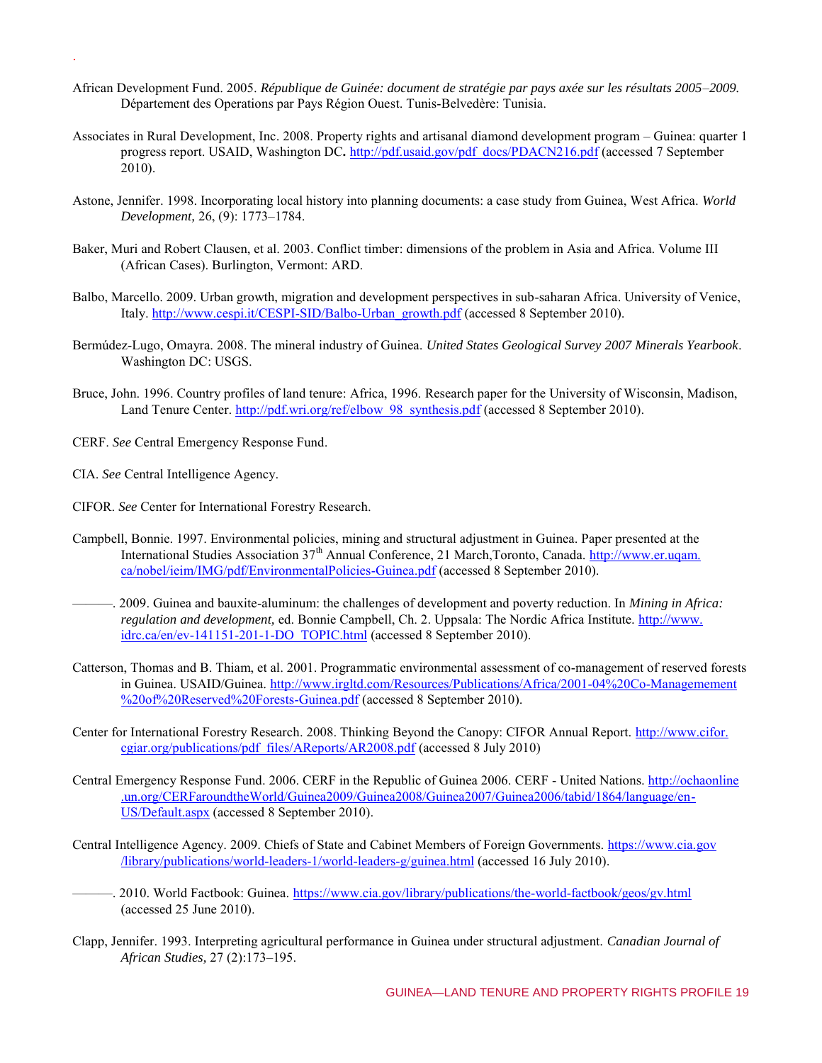African Development Fund. 2005. *République de Guinée: document de stratégie par pays axée sur les résultats 2005–2009.* Département des Operations par Pays Région Ouest. Tunis-Belvedère: Tunisia.

Associates in Rural Development, Inc. 2008. Property rights and artisanal diamond development program – Guinea: quarter 1 progress report. USAID, Washington DC**.** http://pdf.usaid.gov/pdf_docs/PDACN216.pdf (accessed 7 September 2010).

Astone, Jennifer. 1998. Incorporating local history into planning documents: a case study from Guinea, West Africa. *World Development,* 26, (9): 1773–1784.

Baker, Muri and Robert Clausen, et al. 2003. Conflict timber: dimensions of the problem in Asia and Africa. Volume III (African Cases). Burlington, Vermont: ARD.

Balbo, Marcello. 2009. Urban growth, migration and development perspectives in sub-saharan Africa. University of Venice, Italy. http://www.cespi.it/CESPI-SID/Balbo-Urban_growth.pdf (accessed 8 September 2010).

Bermúdez-Lugo, Omayra. 2008. The mineral industry of Guinea. *United States Geological Survey 2007 Minerals Yearbook*. Washington DC: USGS.

Bruce, John. 1996. Country profiles of land tenure: Africa, 1996. Research paper for the University of Wisconsin, Madison, Land Tenure Center. http://pdf.wri.org/ref/elbow_98_synthesis.pdf (accessed 8 September 2010).

CERF. *See* Central Emergency Response Fund.

CIA. *See* Central Intelligence Agency.

CIFOR. *See* Center for International Forestry Research.

Campbell, Bonnie. 1997. Environmental policies, mining and structural adjustment in Guinea. Paper presented at the International Studies Association 37th Annual Conference, 21 March,Toronto, Canada. http://www.er.uqam.ca/nobel/ieim/IMG/pdf/EnvironmentalPolicies-Guinea.pdf (accessed 8 September 2010).

———. 2009. Guinea and bauxite-aluminum: the challenges of development and poverty reduction. In *Mining in Africa: regulation and development,* ed. Bonnie Campbell, Ch. 2. Uppsala: The Nordic Africa Institute. http://www.idrc.ca/en/ev-141151-201-1-DO_TOPIC.html (accessed 8 September 2010).

Catterson, Thomas and B. Thiam, et al. 2001. Programmatic environmental assessment of co-management of reserved forests in Guinea. USAID/Guinea. http://www.irgltd.com/Resources/Publications/Africa/2001-04%20Co-Managemement%20of%20Reserved%20Forests-Guinea.pdf (accessed 8 September 2010).

Center for International Forestry Research. 2008. Thinking Beyond the Canopy: CIFOR Annual Report. http://www.cifor.cgiar.org/publications/pdf_files/AReports/AR2008.pdf (accessed 8 July 2010)

Central Emergency Response Fund. 2006. CERF in the Republic of Guinea 2006. CERF - United Nations. http://ochaonline.un.org/CERFaroundtheWorld/Guinea2009/Guinea2008/Guinea2007/Guinea2006/tabid/1864/language/en-US/Default.aspx (accessed 8 September 2010).

Central Intelligence Agency. 2009. Chiefs of State and Cabinet Members of Foreign Governments. https://www.cia.gov/library/publications/world-leaders-1/world-leaders-g/guinea.html (accessed 16 July 2010).

———. 2010. World Factbook: Guinea. https://www.cia.gov/library/publications/the-world-factbook/geos/gv.html (accessed 25 June 2010).

Clapp, Jennifer. 1993. Interpreting agricultural performance in Guinea under structural adjustment. *Canadian Journal of African Studies,* 27 (2):173–195.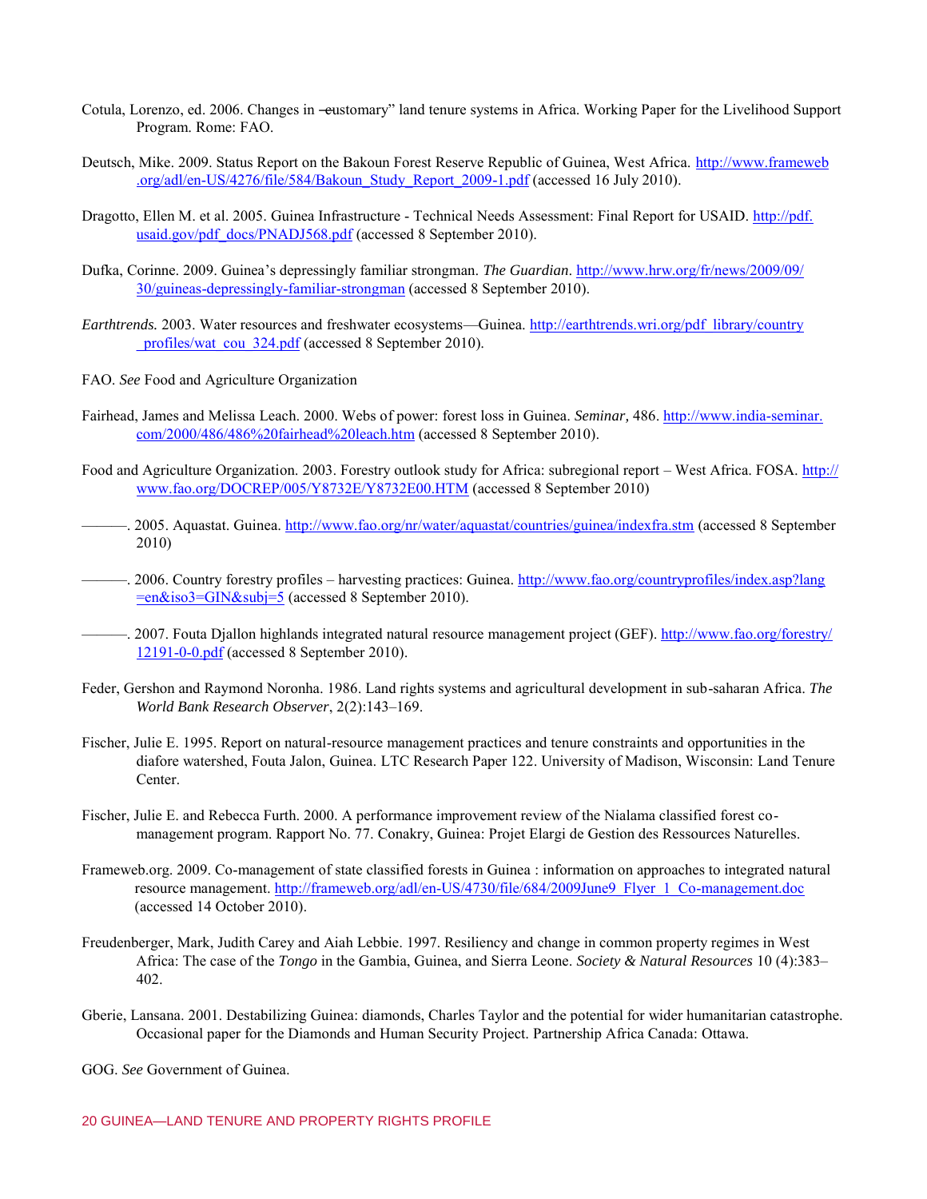Cotula, Lorenzo, ed. 2006. Changes in ―customary" land tenure systems in Africa. Working Paper for the Livelihood Support Program. Rome: FAO.

Deutsch, Mike. 2009. Status Report on the Bakoun Forest Reserve Republic of Guinea, West Africa. http://www.frameweb.org/adl/en-US/4276/file/584/Bakoun_Study_Report_2009-1.pdf (accessed 16 July 2010).

Dragotto, Ellen M. et al. 2005. Guinea Infrastructure - Technical Needs Assessment: Final Report for USAID. http://pdf.usaid.gov/pdf_docs/PNADJ568.pdf (accessed 8 September 2010).

Dufka, Corinne. 2009. Guinea's depressingly familiar strongman. *The Guardian*. http://www.hrw.org/fr/news/2009/09/30/guineas-depressingly-familiar-strongman (accessed 8 September 2010).

*Earthtrends.* 2003. Water resources and freshwater ecosystems—Guinea. http://earthtrends.wri.org/pdf_library/country_profiles/wat_cou_324.pdf (accessed 8 September 2010).

FAO. *See* Food and Agriculture Organization

Fairhead, James and Melissa Leach. 2000. Webs of power: forest loss in Guinea. *Seminar,* 486. http://www.india-seminar.com/2000/486/486%20fairhead%20leach.htm (accessed 8 September 2010).

Food and Agriculture Organization. 2003. Forestry outlook study for Africa: subregional report – West Africa. FOSA. http://www.fao.org/DOCREP/005/Y8732E/Y8732E00.HTM (accessed 8 September 2010)

———. 2005. Aquastat. Guinea. http://www.fao.org/nr/water/aquastat/countries/guinea/indexfra.stm (accessed 8 September 2010)

———. 2006. Country forestry profiles – harvesting practices: Guinea. http://www.fao.org/countryprofiles/index.asp?lang=en&iso3=GIN&subj=5 (accessed 8 September 2010).

———. 2007. Fouta Djallon highlands integrated natural resource management project (GEF). http://www.fao.org/forestry/12191-0-0.pdf (accessed 8 September 2010).

Feder, Gershon and Raymond Noronha. 1986. Land rights systems and agricultural development in sub-saharan Africa. *The World Bank Research Observer*, 2(2):143–169.

Fischer, Julie E. 1995. Report on natural-resource management practices and tenure constraints and opportunities in the diafore watershed, Fouta Jalon, Guinea. LTC Research Paper 122. University of Madison, Wisconsin: Land Tenure Center.

Fischer, Julie E. and Rebecca Furth. 2000. A performance improvement review of the Nialama classified forest co-management program. Rapport No. 77. Conakry, Guinea: Projet Elargi de Gestion des Ressources Naturelles.

Frameweb.org. 2009. Co-management of state classified forests in Guinea : information on approaches to integrated natural resource management. http://frameweb.org/adl/en-US/4730/file/684/2009June9_Flyer_1_Co-management.doc (accessed 14 October 2010).

Freudenberger, Mark, Judith Carey and Aiah Lebbie. 1997. Resiliency and change in common property regimes in West Africa: The case of the *Tongo* in the Gambia, Guinea, and Sierra Leone. *Society & Natural Resources* 10 (4):383–402.

Gberie, Lansana. 2001. Destabilizing Guinea: diamonds, Charles Taylor and the potential for wider humanitarian catastrophe. Occasional paper for the Diamonds and Human Security Project. Partnership Africa Canada: Ottawa.

GOG. *See* Government of Guinea.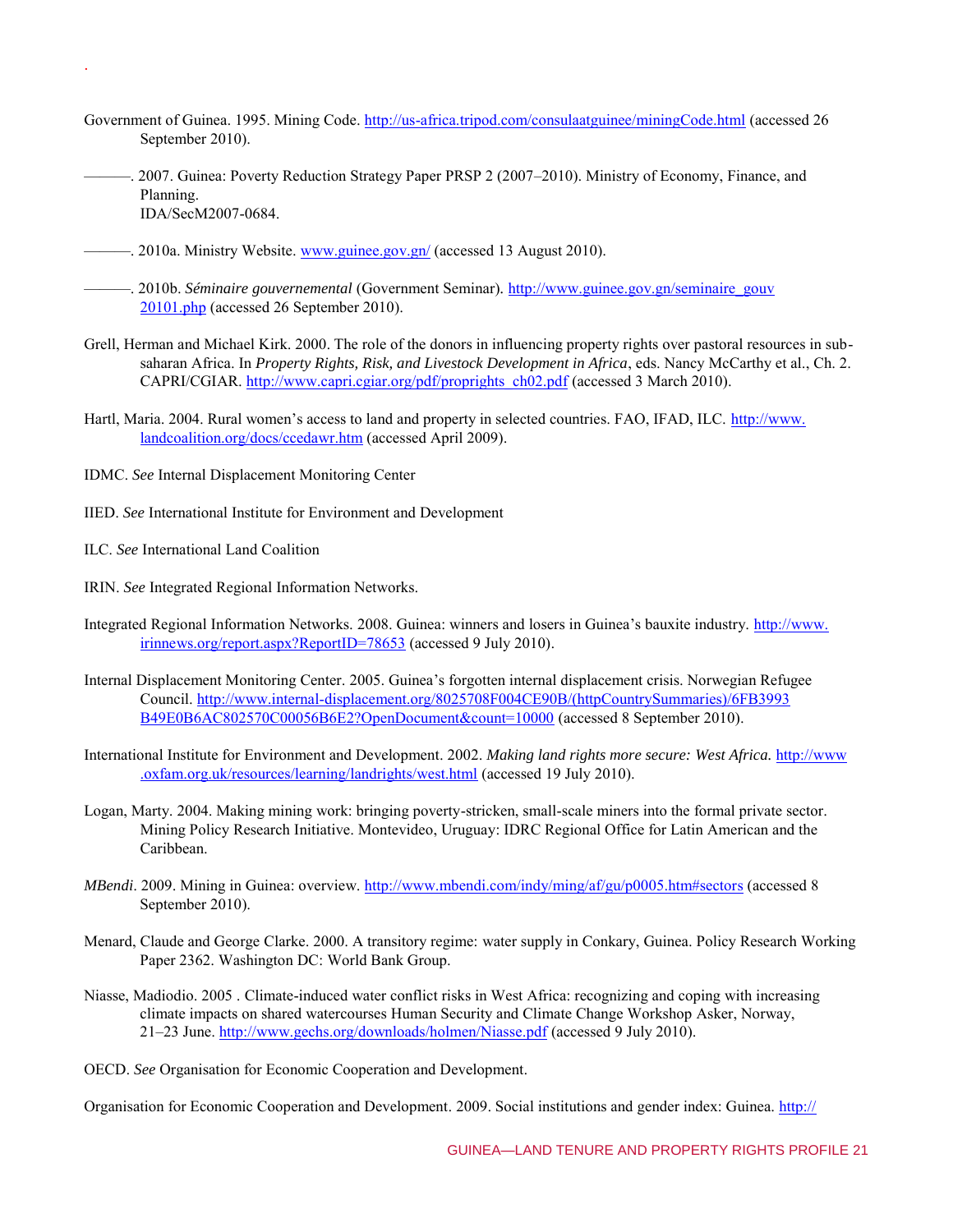Government of Guinea. 1995. Mining Code. http://us-africa.tripod.com/consulaatguinee/miningCode.html (accessed 26 September 2010).

———. 2007. Guinea: Poverty Reduction Strategy Paper PRSP 2 (2007–2010). Ministry of Economy, Finance, and Planning. IDA/SecM2007-0684.

———. 2010a. Ministry Website. www.guinee.gov.gn/ (accessed 13 August 2010).

———. 2010b. *Séminaire gouvernemental* (Government Seminar). http://www.guinee.gov.gn/seminaire_gouv20101.php (accessed 26 September 2010).

Grell, Herman and Michael Kirk. 2000. The role of the donors in influencing property rights over pastoral resources in sub-saharan Africa. In *Property Rights, Risk, and Livestock Development in Africa*, eds. Nancy McCarthy et al., Ch. 2. CAPRI/CGIAR. http://www.capri.cgiar.org/pdf/proprights_ch02.pdf (accessed 3 March 2010).

Hartl, Maria. 2004. Rural women's access to land and property in selected countries. FAO, IFAD, ILC. http://www.landcoalition.org/docs/ccedawr.htm (accessed April 2009).

IDMC. *See* Internal Displacement Monitoring Center

IIED. *See* International Institute for Environment and Development

ILC. *See* International Land Coalition

IRIN. *See* Integrated Regional Information Networks.

Integrated Regional Information Networks. 2008. Guinea: winners and losers in Guinea's bauxite industry. http://www.irinnews.org/report.aspx?ReportID=78653 (accessed 9 July 2010).

Internal Displacement Monitoring Center. 2005. Guinea's forgotten internal displacement crisis. Norwegian Refugee Council. http://www.internal-displacement.org/8025708F004CE90B/(httpCountrySummaries)/6FB3993B49E0B6AC802570C00056B6E2?OpenDocument&count=10000 (accessed 8 September 2010).

International Institute for Environment and Development. 2002. *Making land rights more secure: West Africa.* http://www.oxfam.org.uk/resources/learning/landrights/west.html (accessed 19 July 2010).

Logan, Marty. 2004. Making mining work: bringing poverty-stricken, small-scale miners into the formal private sector. Mining Policy Research Initiative. Montevideo, Uruguay: IDRC Regional Office for Latin American and the Caribbean.

*MBendi*. 2009. Mining in Guinea: overview. http://www.mbendi.com/indy/ming/af/gu/p0005.htm#sectors (accessed 8 September 2010).

Menard, Claude and George Clarke. 2000. A transitory regime: water supply in Conkary, Guinea. Policy Research Working Paper 2362. Washington DC: World Bank Group.

Niasse, Madiodio. 2005 . Climate-induced water conflict risks in West Africa: recognizing and coping with increasing climate impacts on shared watercourses Human Security and Climate Change Workshop Asker, Norway, 21–23 June. http://www.gechs.org/downloads/holmen/Niasse.pdf (accessed 9 July 2010).

OECD. *See* Organisation for Economic Cooperation and Development.

Organisation for Economic Cooperation and Development. 2009. Social institutions and gender index: Guinea. http://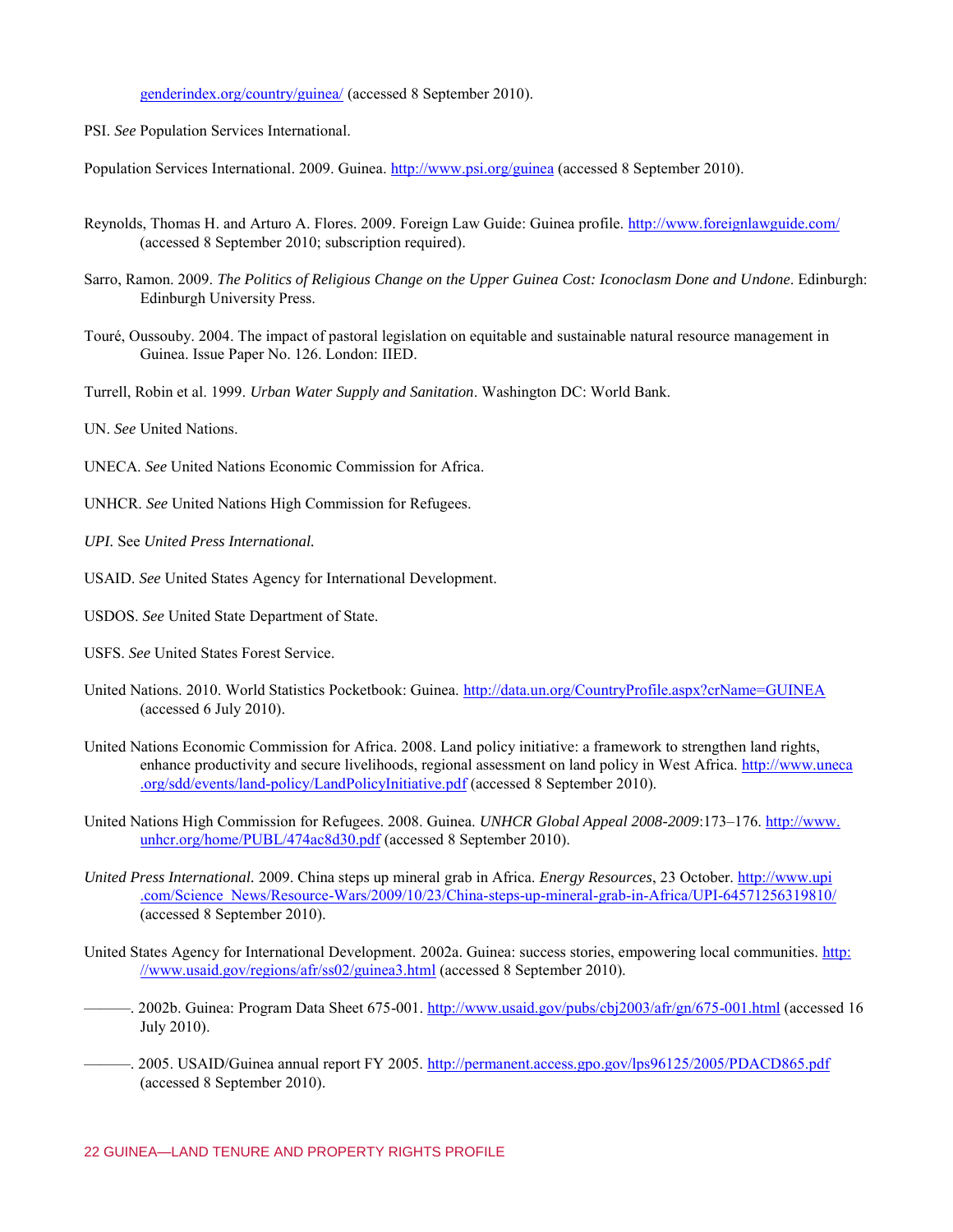genderindex.org/country/guinea/ (accessed 8 September 2010).

PSI. *See* Population Services International.

Population Services International. 2009. Guinea. http://www.psi.org/guinea (accessed 8 September 2010).

Reynolds, Thomas H. and Arturo A. Flores. 2009. Foreign Law Guide: Guinea profile. http://www.foreignlawguide.com/ (accessed 8 September 2010; subscription required).

Sarro, Ramon. 2009. *The Politics of Religious Change on the Upper Guinea Cost: Iconoclasm Done and Undone*. Edinburgh: Edinburgh University Press.

Touré, Oussouby. 2004. The impact of pastoral legislation on equitable and sustainable natural resource management in Guinea. Issue Paper No. 126. London: IIED.

Turrell, Robin et al. 1999. *Urban Water Supply and Sanitation*. Washington DC: World Bank.

UN. *See* United Nations.

UNECA. *See* United Nations Economic Commission for Africa.

UNHCR. *See* United Nations High Commission for Refugees.

*UPI.* See *United Press International.*

USAID. *See* United States Agency for International Development.

USDOS. *See* United State Department of State.

USFS. *See* United States Forest Service.

United Nations. 2010. World Statistics Pocketbook: Guinea. http://data.un.org/CountryProfile.aspx?crName=GUINEA (accessed 6 July 2010).

United Nations Economic Commission for Africa. 2008. Land policy initiative: a framework to strengthen land rights, enhance productivity and secure livelihoods, regional assessment on land policy in West Africa. http://www.uneca.org/sdd/events/land-policy/LandPolicyInitiative.pdf (accessed 8 September 2010).

United Nations High Commission for Refugees. 2008. Guinea. *UNHCR Global Appeal 2008-2009*:173–176. http://www.unhcr.org/home/PUBL/474ac8d30.pdf (accessed 8 September 2010).

*United Press International*. 2009. China steps up mineral grab in Africa. *Energy Resources*, 23 October. http://www.upi.com/Science_News/Resource-Wars/2009/10/23/China-steps-up-mineral-grab-in-Africa/UPI-64571256319810/ (accessed 8 September 2010).

United States Agency for International Development. 2002a. Guinea: success stories, empowering local communities. http://www.usaid.gov/regions/afr/ss02/guinea3.html (accessed 8 September 2010).

———. 2002b. Guinea: Program Data Sheet 675-001. http://www.usaid.gov/pubs/cbj2003/afr/gn/675-001.html (accessed 16 July 2010).

———. 2005. USAID/Guinea annual report FY 2005. http://permanent.access.gpo.gov/lps96125/2005/PDACD865.pdf (accessed 8 September 2010).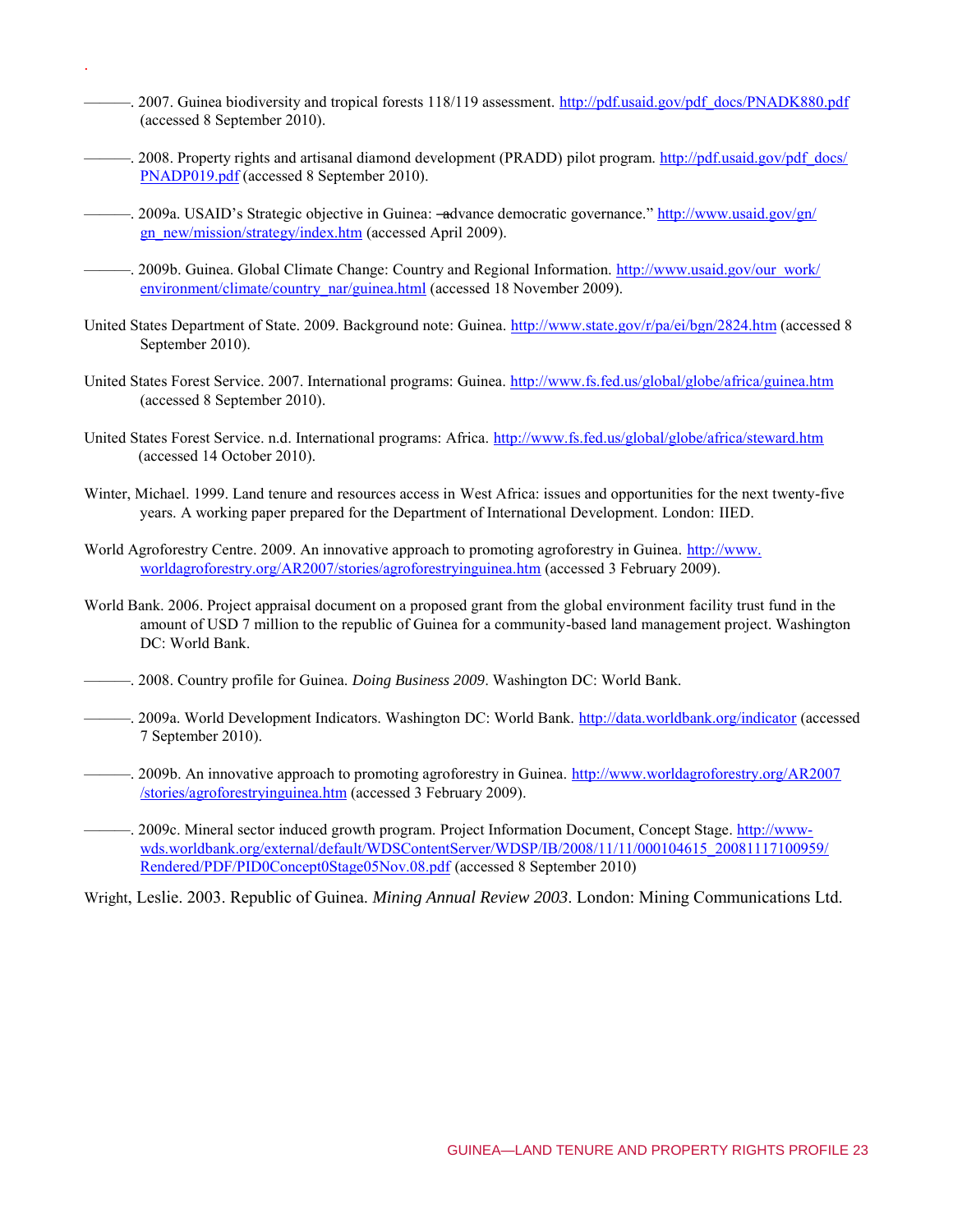———. 2007. Guinea biodiversity and tropical forests 118/119 assessment. http://pdf.usaid.gov/pdf_docs/PNADK880.pdf (accessed 8 September 2010).

———. 2008. Property rights and artisanal diamond development (PRADD) pilot program. http://pdf.usaid.gov/pdf_docs/PNADP019.pdf (accessed 8 September 2010).

———. 2009a. USAID's Strategic objective in Guinea: ―advance democratic governance." http://www.usaid.gov/gn/gn_new/mission/strategy/index.htm (accessed April 2009).

———. 2009b. Guinea. Global Climate Change: Country and Regional Information. http://www.usaid.gov/our_work/environment/climate/country_nar/guinea.html (accessed 18 November 2009).

United States Department of State. 2009. Background note: Guinea. http://www.state.gov/r/pa/ei/bgn/2824.htm (accessed 8 September 2010).

United States Forest Service. 2007. International programs: Guinea. http://www.fs.fed.us/global/globe/africa/guinea.htm (accessed 8 September 2010).

United States Forest Service. n.d. International programs: Africa. http://www.fs.fed.us/global/globe/africa/steward.htm (accessed 14 October 2010).

Winter, Michael. 1999. Land tenure and resources access in West Africa: issues and opportunities for the next twenty-five years. A working paper prepared for the Department of International Development. London: IIED.

World Agroforestry Centre. 2009. An innovative approach to promoting agroforestry in Guinea. http://www.worldagroforestry.org/AR2007/stories/agroforestryinguinea.htm (accessed 3 February 2009).

World Bank. 2006. Project appraisal document on a proposed grant from the global environment facility trust fund in the amount of USD 7 million to the republic of Guinea for a community-based land management project. Washington DC: World Bank.

———. 2008. Country profile for Guinea. *Doing Business 2009*. Washington DC: World Bank.

———. 2009a. World Development Indicators. Washington DC: World Bank. http://data.worldbank.org/indicator (accessed 7 September 2010).

———. 2009b. An innovative approach to promoting agroforestry in Guinea. http://www.worldagroforestry.org/AR2007/stories/agroforestryinguinea.htm (accessed 3 February 2009).

———. 2009c. Mineral sector induced growth program. Project Information Document, Concept Stage. http://www-wds.worldbank.org/external/default/WDSContentServer/WDSP/IB/2008/11/11/000104615_20081117100959/Rendered/PDF/PID0Concept0Stage05Nov.08.pdf (accessed 8 September 2010)

Wright, Leslie. 2003. Republic of Guinea. *Mining Annual Review 2003*. London: Mining Communications Ltd.